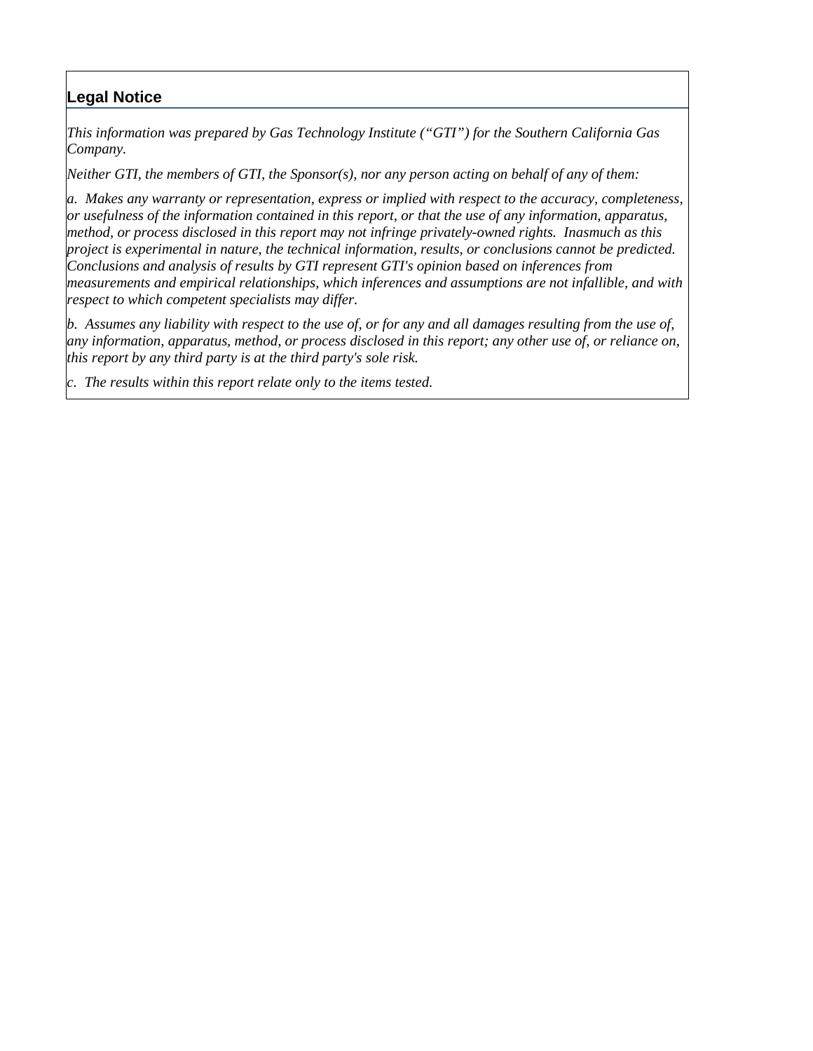## Legal Notice

*This information was prepared by Gas Technology Institute ("GTI") for the Southern California Gas Company.*

*Neither GTI, the members of GTI, the Sponsor(s), nor any person acting on behalf of any of them:*

*a. Makes any warranty or representation, express or implied with respect to the accuracy, completeness, or usefulness of the information contained in this report, or that the use of any information, apparatus, method, or process disclosed in this report may not infringe privately-owned rights. Inasmuch as this project is experimental in nature, the technical information, results, or conclusions cannot be predicted. Conclusions and analysis of results by GTI represent GTI's opinion based on inferences from measurements and empirical relationships, which inferences and assumptions are not infallible, and with respect to which competent specialists may differ.*

*b. Assumes any liability with respect to the use of, or for any and all damages resulting from the use of, any information, apparatus, method, or process disclosed in this report; any other use of, or reliance on, this report by any third party is at the third party's sole risk.*

*c. The results within this report relate only to the items tested.*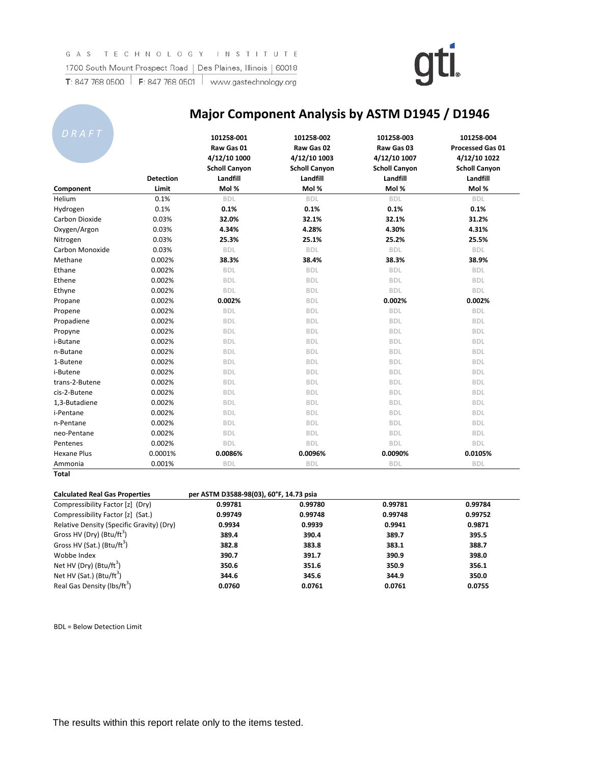GAS TECHNOLOGY INSTITUTE
1700 South Mount Prospect Road | Des Plaines, Illinois | 60018
T: 847 768 0500 | F: 847 768 0501 | www.gastechnology.org

DRAFT

# Major Component Analysis by ASTM D1945 / D1946

| Component | Detection Limit | 101258-001 Raw Gas 01 4/12/10 1000 Scholl Canyon Landfill Mol % | 101258-002 Raw Gas 02 4/12/10 1003 Scholl Canyon Landfill Mol % | 101258-003 Raw Gas 03 4/12/10 1007 Scholl Canyon Landfill Mol % | 101258-004 Processed Gas 01 4/12/10 1022 Scholl Canyon Landfill Mol % |
|---|---|---|---|---|---|
| Helium | 0.1% | BDL | BDL | BDL | BDL |
| Hydrogen | 0.1% | 0.1% | 0.1% | 0.1% | 0.1% |
| Carbon Dioxide | 0.03% | 32.0% | 32.1% | 32.1% | 31.2% |
| Oxygen/Argon | 0.03% | 4.34% | 4.28% | 4.30% | 4.31% |
| Nitrogen | 0.03% | 25.3% | 25.1% | 25.2% | 25.5% |
| Carbon Monoxide | 0.03% | BDL | BDL | BDL | BDL |
| Methane | 0.002% | 38.3% | 38.4% | 38.3% | 38.9% |
| Ethane | 0.002% | BDL | BDL | BDL | BDL |
| Ethene | 0.002% | BDL | BDL | BDL | BDL |
| Ethyne | 0.002% | BDL | BDL | BDL | BDL |
| Propane | 0.002% | 0.002% | BDL | 0.002% | 0.002% |
| Propene | 0.002% | BDL | BDL | BDL | BDL |
| Propadiene | 0.002% | BDL | BDL | BDL | BDL |
| Propyne | 0.002% | BDL | BDL | BDL | BDL |
| i-Butane | 0.002% | BDL | BDL | BDL | BDL |
| n-Butane | 0.002% | BDL | BDL | BDL | BDL |
| 1-Butene | 0.002% | BDL | BDL | BDL | BDL |
| i-Butene | 0.002% | BDL | BDL | BDL | BDL |
| trans-2-Butene | 0.002% | BDL | BDL | BDL | BDL |
| cis-2-Butene | 0.002% | BDL | BDL | BDL | BDL |
| 1,3-Butadiene | 0.002% | BDL | BDL | BDL | BDL |
| i-Pentane | 0.002% | BDL | BDL | BDL | BDL |
| n-Pentane | 0.002% | BDL | BDL | BDL | BDL |
| neo-Pentane | 0.002% | BDL | BDL | BDL | BDL |
| Pentenes | 0.002% | BDL | BDL | BDL | BDL |
| Hexane Plus | 0.0001% | 0.0086% | 0.0096% | 0.0090% | 0.0105% |
| Ammonia | 0.001% | BDL | BDL | BDL | BDL |
| **Total** | | | | | |

| Calculated Real Gas Properties | per ASTM D3588-98(03), 60°F, 14.73 psia | | | |
|---|---|---|---|---|
| Compressibility Factor [z] (Dry) | 0.99781 | 0.99780 | 0.99781 | 0.99784 |
| Compressibility Factor [z] (Sat.) | 0.99749 | 0.99748 | 0.99748 | 0.99752 |
| Relative Density (Specific Gravity) (Dry) | 0.9934 | 0.9939 | 0.9941 | 0.9871 |
| Gross HV (Dry) (Btu/ft$^3$) | 389.4 | 390.4 | 389.7 | 395.5 |
| Gross HV (Sat.) (Btu/ft$^3$) | 382.8 | 383.8 | 383.1 | 388.7 |
| Wobbe Index | 390.7 | 391.7 | 390.9 | 398.0 |
| Net HV (Dry) (Btu/ft$^3$) | 350.6 | 351.6 | 350.9 | 356.1 |
| Net HV (Sat.) (Btu/ft$^3$) | 344.6 | 345.6 | 344.9 | 350.0 |
| Real Gas Density (lbs/ft$^3$) | 0.0760 | 0.0761 | 0.0761 | 0.0755 |

BDL = Below Detection Limit

The results within this report relate only to the items tested.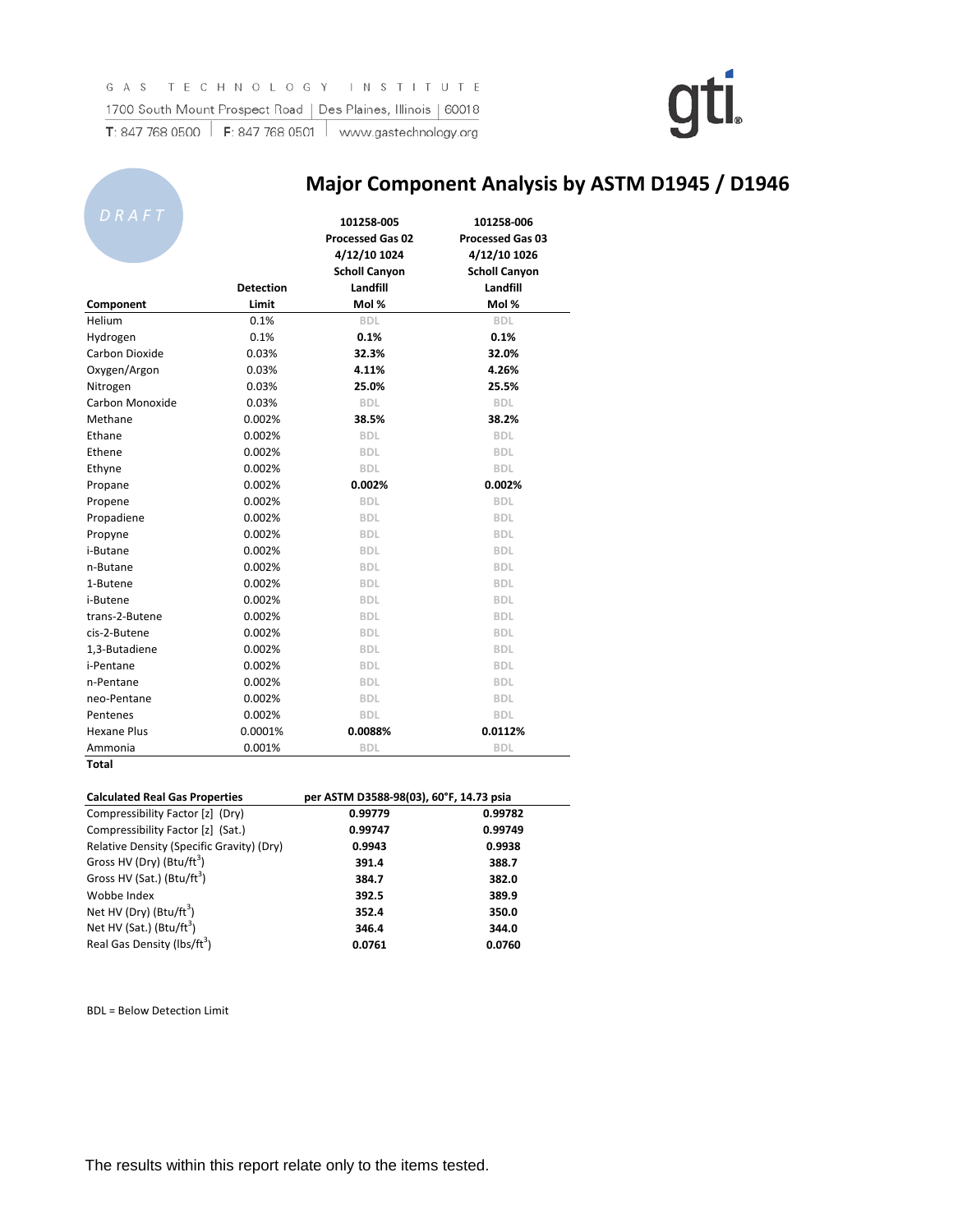GAS TECHNOLOGY INSTITUTE
1700 South Mount Prospect Road | Des Plaines, Illinois | 60018
T: 847 768 0500 | F: 847 768 0501 | www.gastechnology.org

DRAFT

# Major Component Analysis by ASTM D1945 / D1946

| Component | Detection Limit | 101258-005 Processed Gas 02 4/12/10 1024 Scholl Canyon Landfill Mol % | 101258-006 Processed Gas 03 4/12/10 1026 Scholl Canyon Landfill Mol % |
|---|---|---|---|
| Helium | 0.1% | BDL | BDL |
| Hydrogen | 0.1% | **0.1%** | **0.1%** |
| Carbon Dioxide | 0.03% | **32.3%** | **32.0%** |
| Oxygen/Argon | 0.03% | **4.11%** | **4.26%** |
| Nitrogen | 0.03% | **25.0%** | **25.5%** |
| Carbon Monoxide | 0.03% | BDL | BDL |
| Methane | 0.002% | **38.5%** | **38.2%** |
| Ethane | 0.002% | BDL | BDL |
| Ethene | 0.002% | BDL | BDL |
| Ethyne | 0.002% | BDL | BDL |
| Propane | 0.002% | **0.002%** | **0.002%** |
| Propene | 0.002% | BDL | BDL |
| Propadiene | 0.002% | BDL | BDL |
| Propyne | 0.002% | BDL | BDL |
| i-Butane | 0.002% | BDL | BDL |
| n-Butane | 0.002% | BDL | BDL |
| 1-Butene | 0.002% | BDL | BDL |
| i-Butene | 0.002% | BDL | BDL |
| trans-2-Butene | 0.002% | BDL | BDL |
| cis-2-Butene | 0.002% | BDL | BDL |
| 1,3-Butadiene | 0.002% | BDL | BDL |
| i-Pentane | 0.002% | BDL | BDL |
| n-Pentane | 0.002% | BDL | BDL |
| neo-Pentane | 0.002% | BDL | BDL |
| Pentenes | 0.002% | BDL | BDL |
| Hexane Plus | 0.0001% | **0.0088%** | **0.0112%** |
| Ammonia | 0.001% | BDL | BDL |
| **Total** | | | |

| Calculated Real Gas Properties | per ASTM D3588-98(03), 60°F, 14.73 psia | |
|---|---|---|
| Compressibility Factor [z] (Dry) | **0.99779** | **0.99782** |
| Compressibility Factor [z] (Sat.) | **0.99747** | **0.99749** |
| Relative Density (Specific Gravity) (Dry) | **0.9943** | **0.9938** |
| Gross HV (Dry) (Btu/ft$^3$) | **391.4** | **388.7** |
| Gross HV (Sat.) (Btu/ft$^3$) | **384.7** | **382.0** |
| Wobbe Index | **392.5** | **389.9** |
| Net HV (Dry) (Btu/ft$^3$) | **352.4** | **350.0** |
| Net HV (Sat.) (Btu/ft$^3$) | **346.4** | **344.0** |
| Real Gas Density (lbs/ft$^3$) | **0.0761** | **0.0760** |

BDL = Below Detection Limit

The results within this report relate only to the items tested.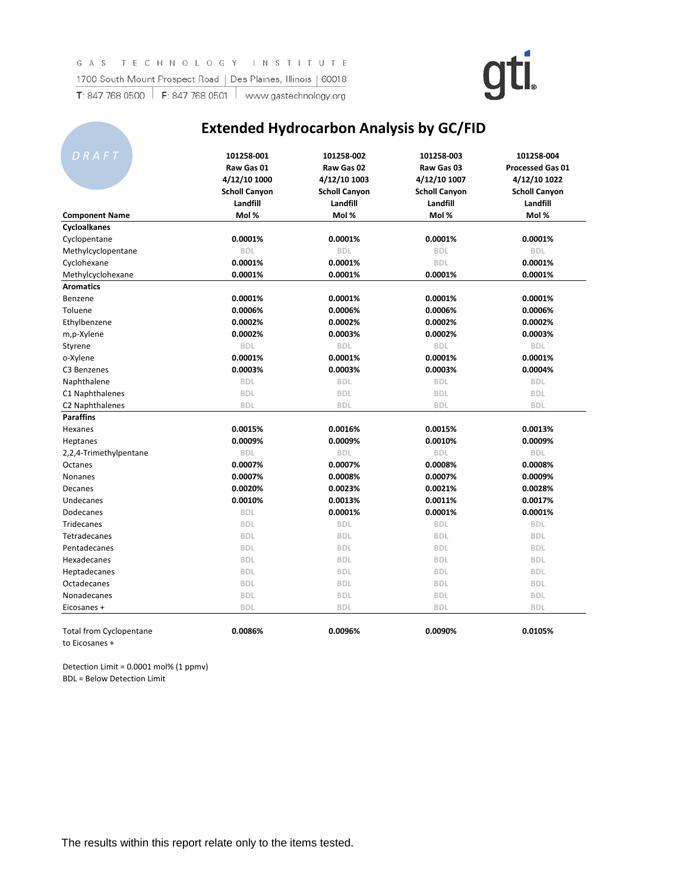GAS TECHNOLOGY INSTITUTE
1700 South Mount Prospect Road | Des Plaines, Illinois | 60018
T: 847 768 0500 | F: 847 768 0501 | www.gastechnology.org

DRAFT

# Extended Hydrocarbon Analysis by GC/FID

| Component Name | 101258-001 Raw Gas 01 4/12/10 1000 Scholl Canyon Landfill Mol % | 101258-002 Raw Gas 02 4/12/10 1003 Scholl Canyon Landfill Mol % | 101258-003 Raw Gas 03 4/12/10 1007 Scholl Canyon Landfill Mol % | 101258-004 Processed Gas 01 4/12/10 1022 Scholl Canyon Landfill Mol % |
|---|---|---|---|---|
| **Cycloalkanes** | | | | |
| Cyclopentane | **0.0001%** | **0.0001%** | **0.0001%** | **0.0001%** |
| Methylcyclopentane | BDL | BDL | BDL | BDL |
| Cyclohexane | **0.0001%** | **0.0001%** | BDL | **0.0001%** |
| Methylcyclohexane | **0.0001%** | **0.0001%** | **0.0001%** | **0.0001%** |
| **Aromatics** | | | | |
| Benzene | **0.0001%** | **0.0001%** | **0.0001%** | **0.0001%** |
| Toluene | **0.0006%** | **0.0006%** | **0.0006%** | **0.0006%** |
| Ethylbenzene | **0.0002%** | **0.0002%** | **0.0002%** | **0.0002%** |
| m,p-Xylene | **0.0002%** | **0.0003%** | **0.0002%** | **0.0003%** |
| Styrene | BDL | BDL | BDL | BDL |
| o-Xylene | **0.0001%** | **0.0001%** | **0.0001%** | **0.0001%** |
| C3 Benzenes | **0.0003%** | **0.0003%** | **0.0003%** | **0.0004%** |
| Naphthalene | BDL | BDL | BDL | BDL |
| C1 Naphthalenes | BDL | BDL | BDL | BDL |
| C2 Naphthalenes | BDL | BDL | BDL | BDL |
| **Paraffins** | | | | |
| Hexanes | **0.0015%** | **0.0016%** | **0.0015%** | **0.0013%** |
| Heptanes | **0.0009%** | **0.0009%** | **0.0010%** | **0.0009%** |
| 2,2,4-Trimethylpentane | BDL | BDL | BDL | BDL |
| Octanes | **0.0007%** | **0.0007%** | **0.0008%** | **0.0008%** |
| Nonanes | **0.0007%** | **0.0008%** | **0.0007%** | **0.0009%** |
| Decanes | **0.0020%** | **0.0023%** | **0.0021%** | **0.0028%** |
| Undecanes | **0.0010%** | **0.0013%** | **0.0011%** | **0.0017%** |
| Dodecanes | BDL | **0.0001%** | **0.0001%** | **0.0001%** |
| Tridecanes | BDL | BDL | BDL | BDL |
| Tetradecanes | BDL | BDL | BDL | BDL |
| Pentadecanes | BDL | BDL | BDL | BDL |
| Hexadecanes | BDL | BDL | BDL | BDL |
| Heptadecanes | BDL | BDL | BDL | BDL |
| Octadecanes | BDL | BDL | BDL | BDL |
| Nonadecanes | BDL | BDL | BDL | BDL |
| Eicosanes + | BDL | BDL | BDL | BDL |
| Total from Cyclopentane to Eicosanes + | **0.0086%** | **0.0096%** | **0.0090%** | **0.0105%** |

Detection Limit = 0.0001 mol% (1 ppmv)
BDL = Below Detection Limit

The results within this report relate only to the items tested.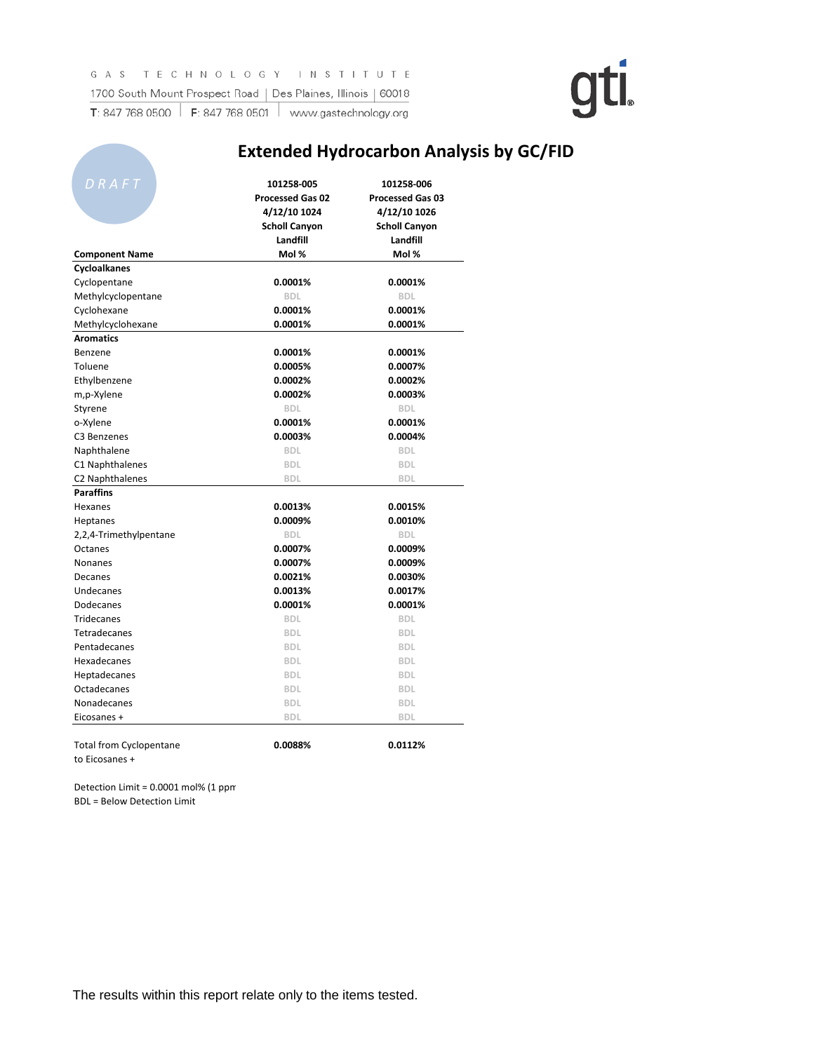GAS TECHNOLOGY INSTITUTE
1700 South Mount Prospect Road | Des Plaines, Illinois | 60018
T: 847 768 0500 | F: 847 768 0501 | www.gastechnology.org

DRAFT

# Extended Hydrocarbon Analysis by GC/FID

| Component Name | 101258-005 Processed Gas 02 4/12/10 1024 Scholl Canyon Landfill Mol % | 101258-006 Processed Gas 03 4/12/10 1026 Scholl Canyon Landfill Mol % |
|---|---|---|
| **Cycloalkanes** | | |
| Cyclopentane | 0.0001% | 0.0001% |
| Methylcyclopentane | BDL | BDL |
| Cyclohexane | 0.0001% | 0.0001% |
| Methylcyclohexane | 0.0001% | 0.0001% |
| **Aromatics** | | |
| Benzene | 0.0001% | 0.0001% |
| Toluene | 0.0005% | 0.0007% |
| Ethylbenzene | 0.0002% | 0.0002% |
| m,p-Xylene | 0.0002% | 0.0003% |
| Styrene | BDL | BDL |
| o-Xylene | 0.0001% | 0.0001% |
| C3 Benzenes | 0.0003% | 0.0004% |
| Naphthalene | BDL | BDL |
| C1 Naphthalenes | BDL | BDL |
| C2 Naphthalenes | BDL | BDL |
| **Paraffins** | | |
| Hexanes | 0.0013% | 0.0015% |
| Heptanes | 0.0009% | 0.0010% |
| 2,2,4-Trimethylpentane | BDL | BDL |
| Octanes | 0.0007% | 0.0009% |
| Nonanes | 0.0007% | 0.0009% |
| Decanes | 0.0021% | 0.0030% |
| Undecanes | 0.0013% | 0.0017% |
| Dodecanes | 0.0001% | 0.0001% |
| Tridecanes | BDL | BDL |
| Tetradecanes | BDL | BDL |
| Pentadecanes | BDL | BDL |
| Hexadecanes | BDL | BDL |
| Heptadecanes | BDL | BDL |
| Octadecanes | BDL | BDL |
| Nonadecanes | BDL | BDL |
| Eicosanes + | BDL | BDL |
| Total from Cyclopentane to Eicosanes + | 0.0088% | 0.0112% |

Detection Limit = 0.0001 mol% (1 ppm

BDL = Below Detection Limit

The results within this report relate only to the items tested.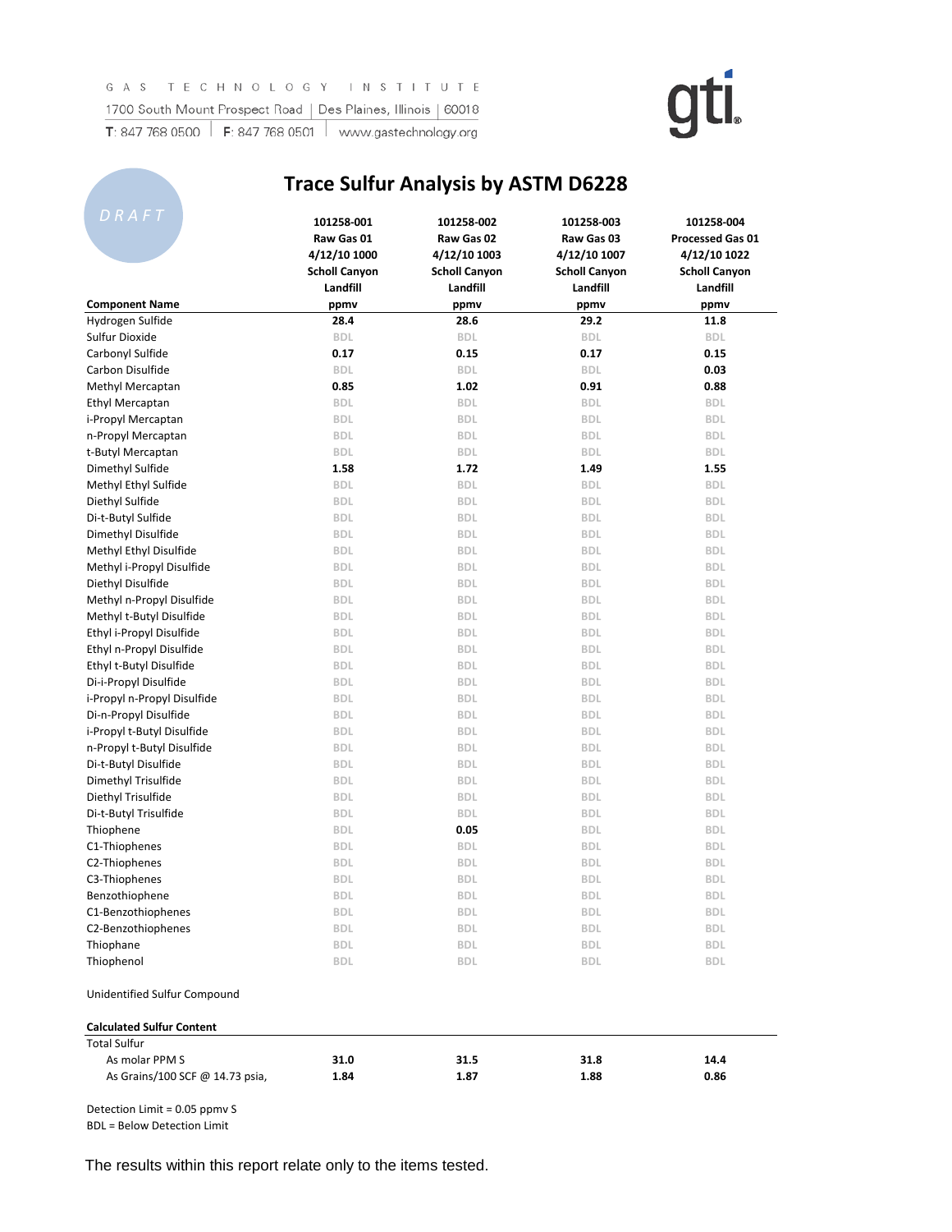GAS TECHNOLOGY INSTITUTE
1700 South Mount Prospect Road | Des Plaines, Illinois | 60018
T: 847 768 0500 | F: 847 768 0501 | www.gastechnology.org

gti

DRAFT

# Trace Sulfur Analysis by ASTM D6228

| Component Name | 101258-001 Raw Gas 01 4/12/10 1000 Scholl Canyon Landfill ppmv | 101258-002 Raw Gas 02 4/12/10 1003 Scholl Canyon Landfill ppmv | 101258-003 Raw Gas 03 4/12/10 1007 Scholl Canyon Landfill ppmv | 101258-004 Processed Gas 01 4/12/10 1022 Scholl Canyon Landfill ppmv |
|---|---|---|---|---|
| Hydrogen Sulfide | **28.4** | **28.6** | **29.2** | **11.8** |
| Sulfur Dioxide | BDL | BDL | BDL | BDL |
| Carbonyl Sulfide | **0.17** | **0.15** | **0.17** | **0.15** |
| Carbon Disulfide | BDL | BDL | BDL | **0.03** |
| Methyl Mercaptan | **0.85** | **1.02** | **0.91** | **0.88** |
| Ethyl Mercaptan | BDL | BDL | BDL | BDL |
| i-Propyl Mercaptan | BDL | BDL | BDL | BDL |
| n-Propyl Mercaptan | BDL | BDL | BDL | BDL |
| t-Butyl Mercaptan | BDL | BDL | BDL | BDL |
| Dimethyl Sulfide | **1.58** | **1.72** | **1.49** | **1.55** |
| Methyl Ethyl Sulfide | BDL | BDL | BDL | BDL |
| Diethyl Sulfide | BDL | BDL | BDL | BDL |
| Di-t-Butyl Sulfide | BDL | BDL | BDL | BDL |
| Dimethyl Disulfide | BDL | BDL | BDL | BDL |
| Methyl Ethyl Disulfide | BDL | BDL | BDL | BDL |
| Methyl i-Propyl Disulfide | BDL | BDL | BDL | BDL |
| Diethyl Disulfide | BDL | BDL | BDL | BDL |
| Methyl n-Propyl Disulfide | BDL | BDL | BDL | BDL |
| Methyl t-Butyl Disulfide | BDL | BDL | BDL | BDL |
| Ethyl i-Propyl Disulfide | BDL | BDL | BDL | BDL |
| Ethyl n-Propyl Disulfide | BDL | BDL | BDL | BDL |
| Ethyl t-Butyl Disulfide | BDL | BDL | BDL | BDL |
| Di-i-Propyl Disulfide | BDL | BDL | BDL | BDL |
| i-Propyl n-Propyl Disulfide | BDL | BDL | BDL | BDL |
| Di-n-Propyl Disulfide | BDL | BDL | BDL | BDL |
| i-Propyl t-Butyl Disulfide | BDL | BDL | BDL | BDL |
| n-Propyl t-Butyl Disulfide | BDL | BDL | BDL | BDL |
| Di-t-Butyl Disulfide | BDL | BDL | BDL | BDL |
| Dimethyl Trisulfide | BDL | BDL | BDL | BDL |
| Diethyl Trisulfide | BDL | BDL | BDL | BDL |
| Di-t-Butyl Trisulfide | BDL | BDL | BDL | BDL |
| Thiophene | BDL | **0.05** | BDL | BDL |
| C1-Thiophenes | BDL | BDL | BDL | BDL |
| C2-Thiophenes | BDL | BDL | BDL | BDL |
| C3-Thiophenes | BDL | BDL | BDL | BDL |
| Benzothiophene | BDL | BDL | BDL | BDL |
| C1-Benzothiophenes | BDL | BDL | BDL | BDL |
| C2-Benzothiophenes | BDL | BDL | BDL | BDL |
| Thiophane | BDL | BDL | BDL | BDL |
| Thiophenol | BDL | BDL | BDL | BDL |
| | | | | |
| Unidentified Sulfur Compound | | | | |
| | | | | |
| **Calculated Sulfur Content** | | | | |
| Total Sulfur | | | | |
| As molar PPM S | **31.0** | **31.5** | **31.8** | **14.4** |
| As Grains/100 SCF @ 14.73 psia, | **1.84** | **1.87** | **1.88** | **0.86** |

Detection Limit = 0.05 ppmv S
BDL = Below Detection Limit

The results within this report relate only to the items tested.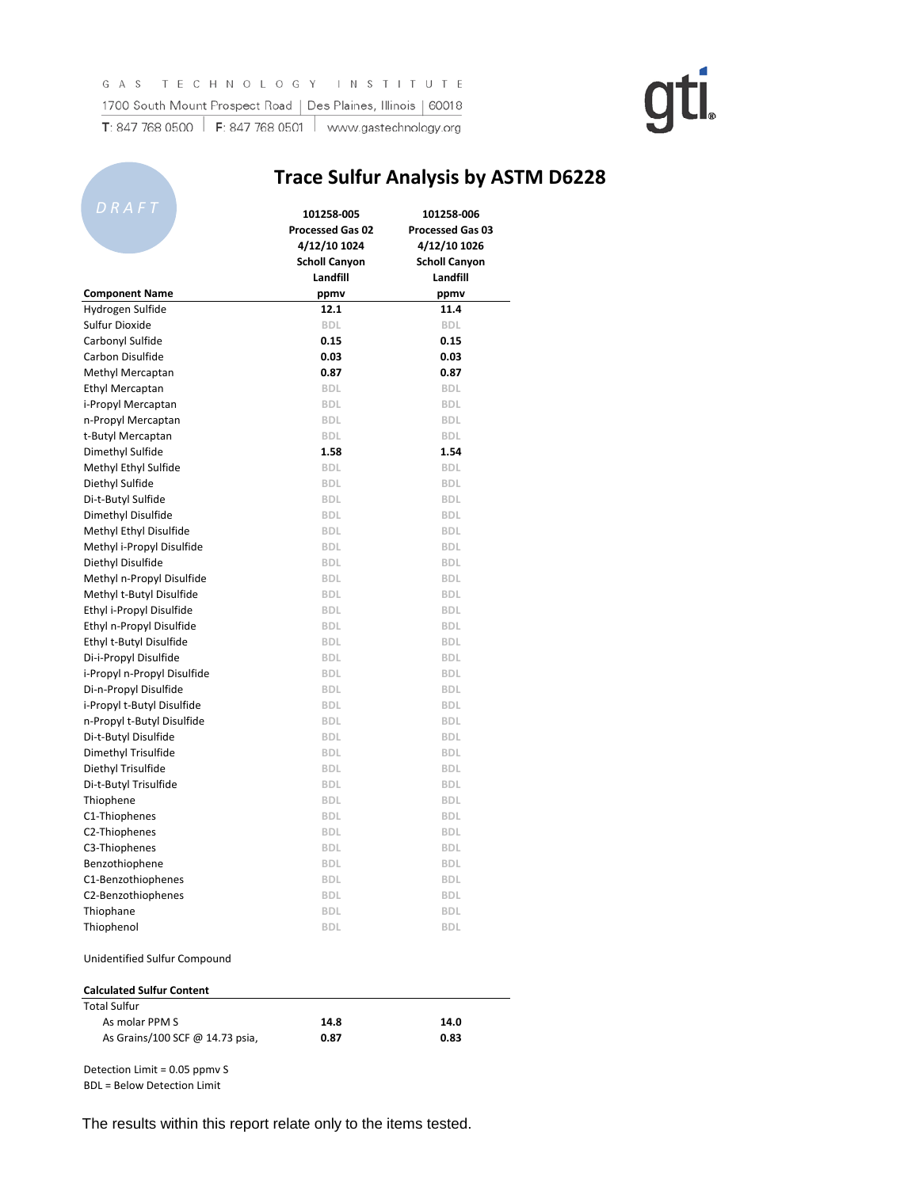GAS TECHNOLOGY INSTITUTE
1700 South Mount Prospect Road | Des Plaines, Illinois | 60018
T: 847 768 0500 | F: 847 768 0501 | www.gastechnology.org

gti

DRAFT

# Trace Sulfur Analysis by ASTM D6228

| Component Name | 101258-005<br>Processed Gas 02<br>4/12/10 1024<br>Scholl Canyon<br>Landfill<br>ppmv | 101258-006<br>Processed Gas 03<br>4/12/10 1026<br>Scholl Canyon<br>Landfill<br>ppmv |
|---|---|---|
| Hydrogen Sulfide | **12.1** | **11.4** |
| Sulfur Dioxide | BDL | BDL |
| Carbonyl Sulfide | **0.15** | **0.15** |
| Carbon Disulfide | **0.03** | **0.03** |
| Methyl Mercaptan | **0.87** | **0.87** |
| Ethyl Mercaptan | BDL | BDL |
| i-Propyl Mercaptan | BDL | BDL |
| n-Propyl Mercaptan | BDL | BDL |
| t-Butyl Mercaptan | BDL | BDL |
| Dimethyl Sulfide | **1.58** | **1.54** |
| Methyl Ethyl Sulfide | BDL | BDL |
| Diethyl Sulfide | BDL | BDL |
| Di-t-Butyl Sulfide | BDL | BDL |
| Dimethyl Disulfide | BDL | BDL |
| Methyl Ethyl Disulfide | BDL | BDL |
| Methyl i-Propyl Disulfide | BDL | BDL |
| Diethyl Disulfide | BDL | BDL |
| Methyl n-Propyl Disulfide | BDL | BDL |
| Methyl t-Butyl Disulfide | BDL | BDL |
| Ethyl i-Propyl Disulfide | BDL | BDL |
| Ethyl n-Propyl Disulfide | BDL | BDL |
| Ethyl t-Butyl Disulfide | BDL | BDL |
| Di-i-Propyl Disulfide | BDL | BDL |
| i-Propyl n-Propyl Disulfide | BDL | BDL |
| Di-n-Propyl Disulfide | BDL | BDL |
| i-Propyl t-Butyl Disulfide | BDL | BDL |
| n-Propyl t-Butyl Disulfide | BDL | BDL |
| Di-t-Butyl Disulfide | BDL | BDL |
| Dimethyl Trisulfide | BDL | BDL |
| Diethyl Trisulfide | BDL | BDL |
| Di-t-Butyl Trisulfide | BDL | BDL |
| Thiophene | BDL | BDL |
| C1-Thiophenes | BDL | BDL |
| C2-Thiophenes | BDL | BDL |
| C3-Thiophenes | BDL | BDL |
| Benzothiophene | BDL | BDL |
| C1-Benzothiophenes | BDL | BDL |
| C2-Benzothiophenes | BDL | BDL |
| Thiophane | BDL | BDL |
| Thiophenol | BDL | BDL |
| | | |
| Unidentified Sulfur Compound | | |
| | | |
| **Calculated Sulfur Content** | | |
| Total Sulfur | | |
| As molar PPM S | **14.8** | **14.0** |
| As Grains/100 SCF @ 14.73 psia, | **0.87** | **0.83** |

Detection Limit = 0.05 ppmv S
BDL = Below Detection Limit

The results within this report relate only to the items tested.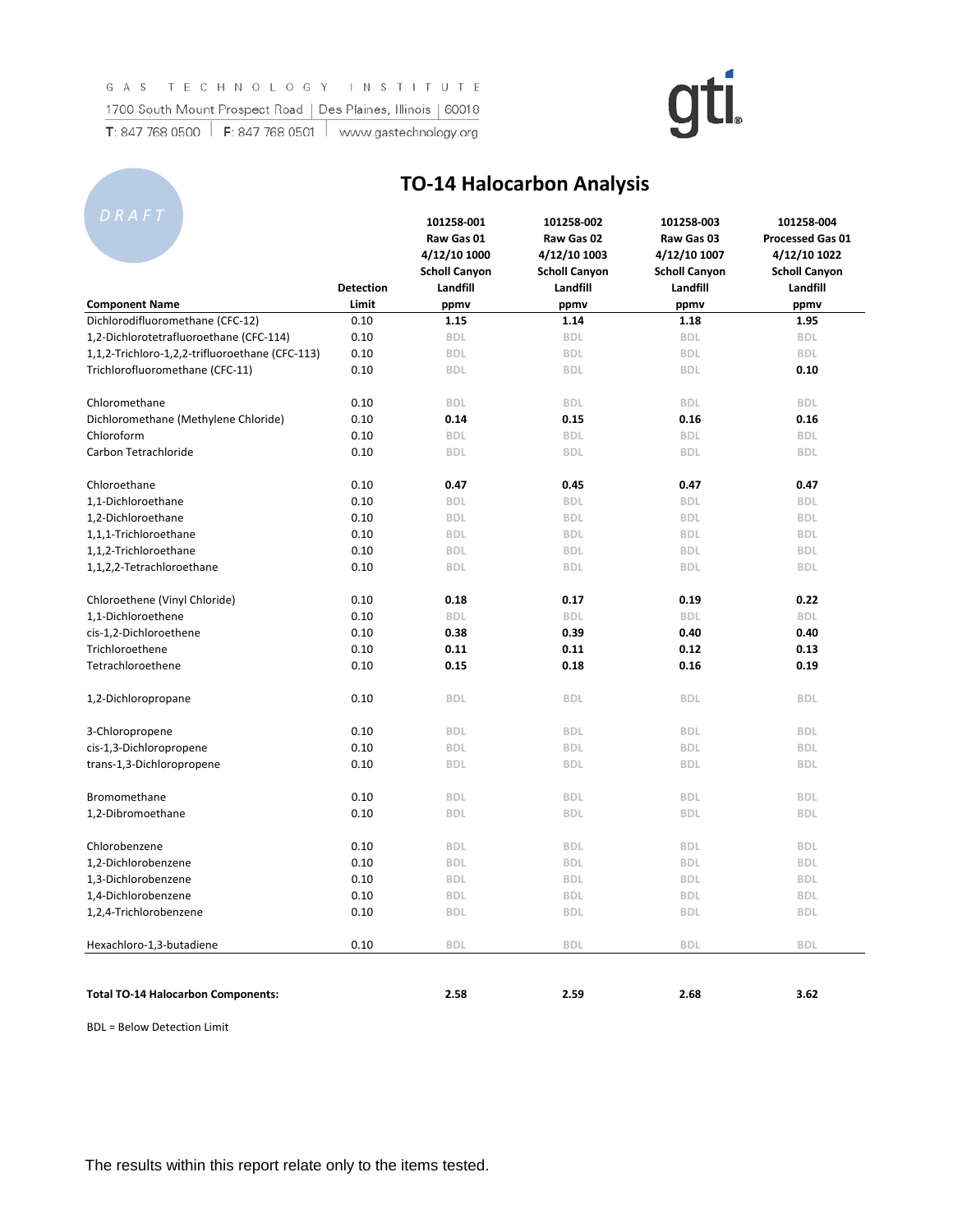GAS TECHNOLOGY INSTITUTE
1700 South Mount Prospect Road | Des Plaines, Illinois | 60018
T: 847 768 0500 | F: 847 768 0501 | www.gastechnology.org

DRAFT

# TO-14 Halocarbon Analysis

| Component Name | Detection Limit | 101258-001 Raw Gas 01 4/12/10 1000 Scholl Canyon Landfill ppmv | 101258-002 Raw Gas 02 4/12/10 1003 Scholl Canyon Landfill ppmv | 101258-003 Raw Gas 03 4/12/10 1007 Scholl Canyon Landfill ppmv | 101258-004 Processed Gas 01 4/12/10 1022 Scholl Canyon Landfill ppmv |
|---|---|---|---|---|---|
| Dichlorodifluoromethane (CFC-12) | 0.10 | **1.15** | **1.14** | **1.18** | **1.95** |
| 1,2-Dichlorotetrafluoroethane (CFC-114) | 0.10 | BDL | BDL | BDL | BDL |
| 1,1,2-Trichloro-1,2,2-trifluoroethane (CFC-113) | 0.10 | BDL | BDL | BDL | BDL |
| Trichlorofluoromethane (CFC-11) | 0.10 | BDL | BDL | BDL | **0.10** |
| Chloromethane | 0.10 | BDL | BDL | BDL | BDL |
| Dichloromethane (Methylene Chloride) | 0.10 | **0.14** | **0.15** | **0.16** | **0.16** |
| Chloroform | 0.10 | BDL | BDL | BDL | BDL |
| Carbon Tetrachloride | 0.10 | BDL | BDL | BDL | BDL |
| Chloroethane | 0.10 | **0.47** | **0.45** | **0.47** | **0.47** |
| 1,1-Dichloroethane | 0.10 | BDL | BDL | BDL | BDL |
| 1,2-Dichloroethane | 0.10 | BDL | BDL | BDL | BDL |
| 1,1,1-Trichloroethane | 0.10 | BDL | BDL | BDL | BDL |
| 1,1,2-Trichloroethane | 0.10 | BDL | BDL | BDL | BDL |
| 1,1,2,2-Tetrachloroethane | 0.10 | BDL | BDL | BDL | BDL |
| Chloroethene (Vinyl Chloride) | 0.10 | **0.18** | **0.17** | **0.19** | **0.22** |
| 1,1-Dichloroethene | 0.10 | BDL | BDL | BDL | BDL |
| cis-1,2-Dichloroethene | 0.10 | **0.38** | **0.39** | **0.40** | **0.40** |
| Trichloroethene | 0.10 | **0.11** | **0.11** | **0.12** | **0.13** |
| Tetrachloroethene | 0.10 | **0.15** | **0.18** | **0.16** | **0.19** |
| 1,2-Dichloropropane | 0.10 | BDL | BDL | BDL | BDL |
| 3-Chloropropene | 0.10 | BDL | BDL | BDL | BDL |
| cis-1,3-Dichloropropene | 0.10 | BDL | BDL | BDL | BDL |
| trans-1,3-Dichloropropene | 0.10 | BDL | BDL | BDL | BDL |
| Bromomethane | 0.10 | BDL | BDL | BDL | BDL |
| 1,2-Dibromoethane | 0.10 | BDL | BDL | BDL | BDL |
| Chlorobenzene | 0.10 | BDL | BDL | BDL | BDL |
| 1,2-Dichlorobenzene | 0.10 | BDL | BDL | BDL | BDL |
| 1,3-Dichlorobenzene | 0.10 | BDL | BDL | BDL | BDL |
| 1,4-Dichlorobenzene | 0.10 | BDL | BDL | BDL | BDL |
| 1,2,4-Trichlorobenzene | 0.10 | BDL | BDL | BDL | BDL |
| Hexachloro-1,3-butadiene | 0.10 | BDL | BDL | BDL | BDL |
| **Total TO-14 Halocarbon Components:** | | **2.58** | **2.59** | **2.68** | **3.62** |

BDL = Below Detection Limit

The results within this report relate only to the items tested.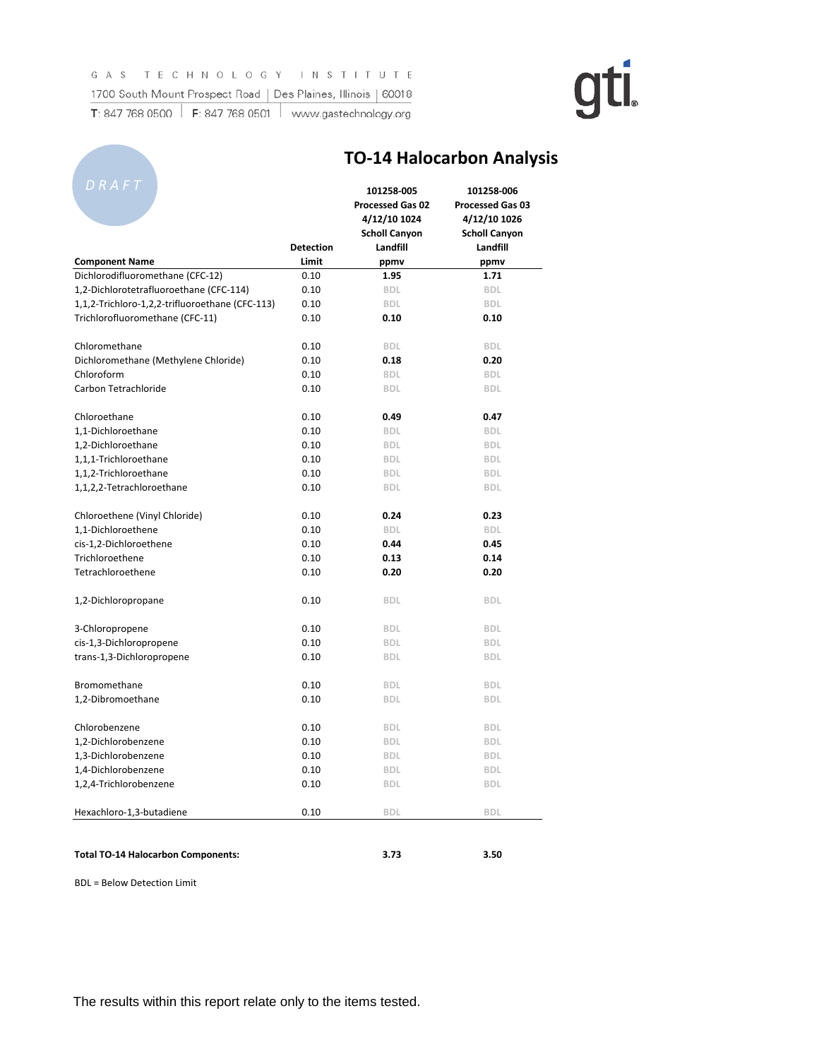GAS TECHNOLOGY INSTITUTE
1700 South Mount Prospect Road | Des Plaines, Illinois | 60018
T: 847 768 0500 | F: 847 768 0501 | www.gastechnology.org

DRAFT

# TO-14 Halocarbon Analysis

| Component Name | Detection Limit | 101258-005 Processed Gas 02 4/12/10 1024 Scholl Canyon Landfill ppmv | 101258-006 Processed Gas 03 4/12/10 1026 Scholl Canyon Landfill ppmv |
|---|---|---|---|
| Dichlorodifluoromethane (CFC-12) | 0.10 | **1.95** | **1.71** |
| 1,2-Dichlorotetrafluoroethane (CFC-114) | 0.10 | BDL | BDL |
| 1,1,2-Trichloro-1,2,2-trifluoroethane (CFC-113) | 0.10 | BDL | BDL |
| Trichlorofluoromethane (CFC-11) | 0.10 | **0.10** | **0.10** |
| | | | |
| Chloromethane | 0.10 | BDL | BDL |
| Dichloromethane (Methylene Chloride) | 0.10 | **0.18** | **0.20** |
| Chloroform | 0.10 | BDL | BDL |
| Carbon Tetrachloride | 0.10 | BDL | BDL |
| | | | |
| Chloroethane | 0.10 | **0.49** | **0.47** |
| 1,1-Dichloroethane | 0.10 | BDL | BDL |
| 1,2-Dichloroethane | 0.10 | BDL | BDL |
| 1,1,1-Trichloroethane | 0.10 | BDL | BDL |
| 1,1,2-Trichloroethane | 0.10 | BDL | BDL |
| 1,1,2,2-Tetrachloroethane | 0.10 | BDL | BDL |
| | | | |
| Chloroethene (Vinyl Chloride) | 0.10 | **0.24** | **0.23** |
| 1,1-Dichloroethene | 0.10 | BDL | BDL |
| cis-1,2-Dichloroethene | 0.10 | **0.44** | **0.45** |
| Trichloroethene | 0.10 | **0.13** | **0.14** |
| Tetrachloroethene | 0.10 | **0.20** | **0.20** |
| | | | |
| 1,2-Dichloropropane | 0.10 | BDL | BDL |
| | | | |
| 3-Chloropropene | 0.10 | BDL | BDL |
| cis-1,3-Dichloropropene | 0.10 | BDL | BDL |
| trans-1,3-Dichloropropene | 0.10 | BDL | BDL |
| | | | |
| Bromomethane | 0.10 | BDL | BDL |
| 1,2-Dibromoethane | 0.10 | BDL | BDL |
| | | | |
| Chlorobenzene | 0.10 | BDL | BDL |
| 1,2-Dichlorobenzene | 0.10 | BDL | BDL |
| 1,3-Dichlorobenzene | 0.10 | BDL | BDL |
| 1,4-Dichlorobenzene | 0.10 | BDL | BDL |
| 1,2,4-Trichlorobenzene | 0.10 | BDL | BDL |
| | | | |
| Hexachloro-1,3-butadiene | 0.10 | BDL | BDL |
| | | | |
| **Total TO-14 Halocarbon Components:** | | **3.73** | **3.50** |

BDL = Below Detection Limit

The results within this report relate only to the items tested.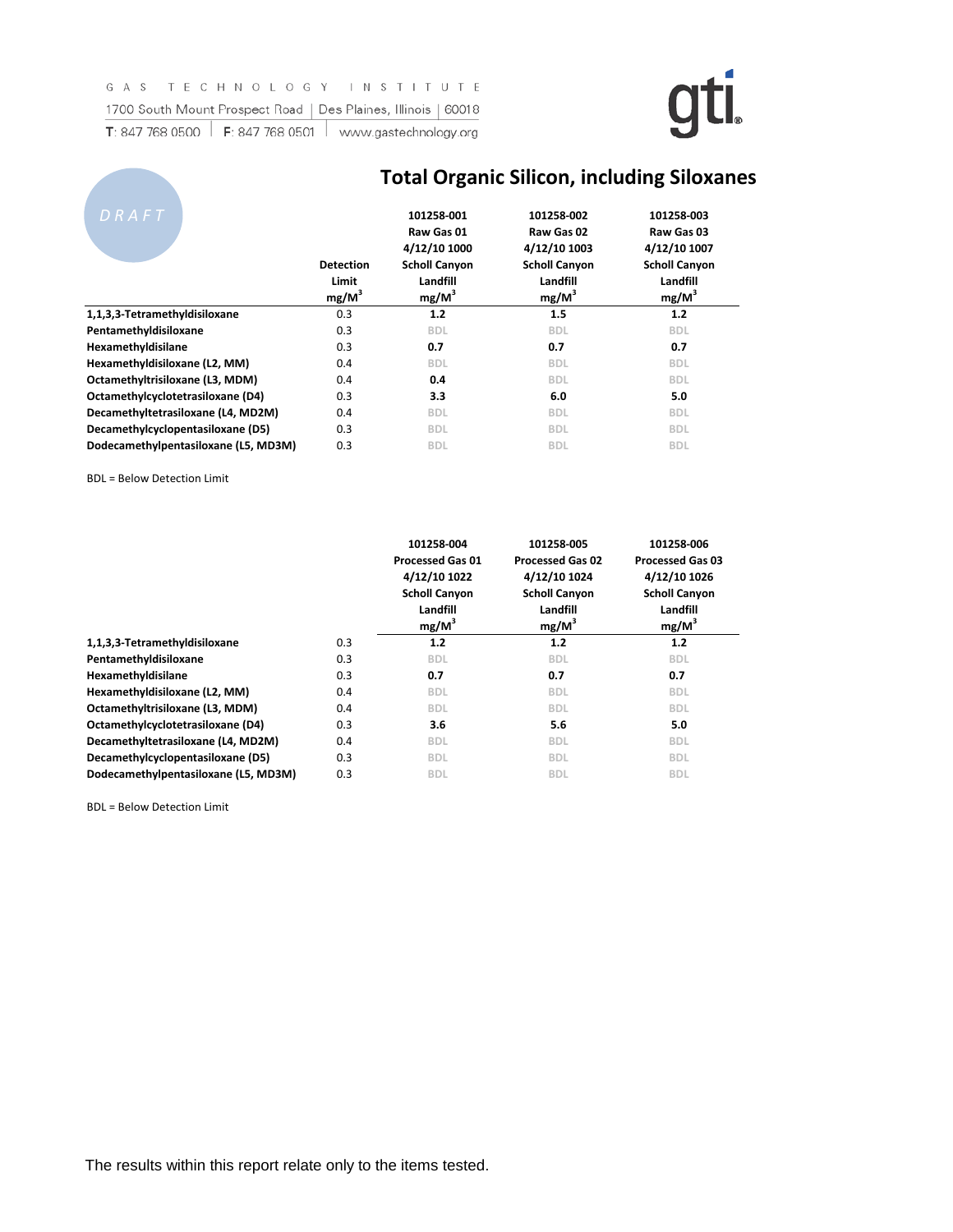GAS TECHNOLOGY INSTITUTE
1700 South Mount Prospect Road | Des Plaines, Illinois | 60018
T: 847 768 0500 | F: 847 768 0501 | www.gastechnology.org

DRAFT

# Total Organic Silicon, including Siloxanes

| | Detection Limit $mg/M^3$ | 101258-001 Raw Gas 01 4/12/10 1000 Scholl Canyon Landfill $mg/M^3$ | 101258-002 Raw Gas 02 4/12/10 1003 Scholl Canyon Landfill $mg/M^3$ | 101258-003 Raw Gas 03 4/12/10 1007 Scholl Canyon Landfill $mg/M^3$ |
|---|---|---|---|---|
| **1,1,3,3-Tetramethyldisiloxane** | 0.3 | **1.2** | **1.5** | **1.2** |
| **Pentamethyldisiloxane** | 0.3 | BDL | BDL | BDL |
| **Hexamethyldisilane** | 0.3 | **0.7** | **0.7** | **0.7** |
| **Hexamethyldisiloxane (L2, MM)** | 0.4 | BDL | BDL | BDL |
| **Octamethyltrisiloxane (L3, MDM)** | 0.4 | **0.4** | BDL | BDL |
| **Octamethylcyclotetrasiloxane (D4)** | 0.3 | **3.3** | **6.0** | **5.0** |
| **Decamethyltetrasiloxane (L4, MD2M)** | 0.4 | BDL | BDL | BDL |
| **Decamethylcyclopentasiloxane (D5)** | 0.3 | BDL | BDL | BDL |
| **Dodecamethylpentasiloxane (L5, MD3M)** | 0.3 | BDL | BDL | BDL |

BDL = Below Detection Limit

| | | 101258-004 Processed Gas 01 4/12/10 1022 Scholl Canyon Landfill $mg/M^3$ | 101258-005 Processed Gas 02 4/12/10 1024 Scholl Canyon Landfill $mg/M^3$ | 101258-006 Processed Gas 03 4/12/10 1026 Scholl Canyon Landfill $mg/M^3$ |
|---|---|---|---|---|
| **1,1,3,3-Tetramethyldisiloxane** | 0.3 | **1.2** | **1.2** | **1.2** |
| **Pentamethyldisiloxane** | 0.3 | BDL | BDL | BDL |
| **Hexamethyldisilane** | 0.3 | **0.7** | **0.7** | **0.7** |
| **Hexamethyldisiloxane (L2, MM)** | 0.4 | BDL | BDL | BDL |
| **Octamethyltrisiloxane (L3, MDM)** | 0.4 | BDL | BDL | BDL |
| **Octamethylcyclotetrasiloxane (D4)** | 0.3 | **3.6** | **5.6** | **5.0** |
| **Decamethyltetrasiloxane (L4, MD2M)** | 0.4 | BDL | BDL | BDL |
| **Decamethylcyclopentasiloxane (D5)** | 0.3 | BDL | BDL | BDL |
| **Dodecamethylpentasiloxane (L5, MD3M)** | 0.3 | BDL | BDL | BDL |

BDL = Below Detection Limit

The results within this report relate only to the items tested.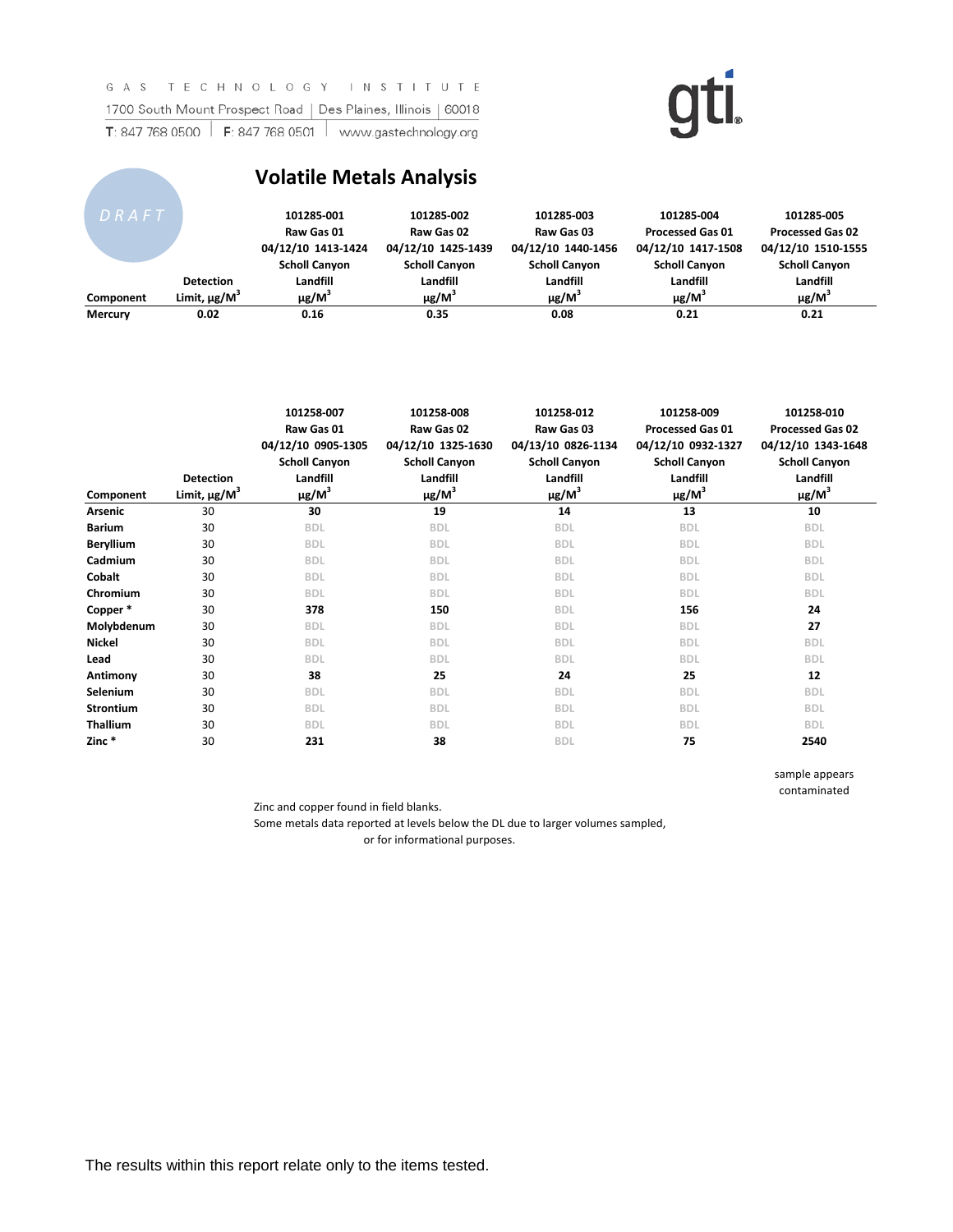GAS TECHNOLOGY INSTITUTE
1700 South Mount Prospect Road | Des Plaines, Illinois | 60018
T: 847 768 0500 | F: 847 768 0501 | www.gastechnology.org

DRAFT

# Volatile Metals Analysis

| Component | Detection Limit, µg/M³ | 101285-001 Raw Gas 01 04/12/10 1413-1424 Scholl Canyon Landfill µg/M³ | 101285-002 Raw Gas 02 04/12/10 1425-1439 Scholl Canyon Landfill µg/M³ | 101285-003 Raw Gas 03 04/12/10 1440-1456 Scholl Canyon Landfill µg/M³ | 101285-004 Processed Gas 01 04/12/10 1417-1508 Scholl Canyon Landfill µg/M³ | 101285-005 Processed Gas 02 04/12/10 1510-1555 Scholl Canyon Landfill µg/M³ |
|---|---|---|---|---|---|---|
| Mercury | 0.02 | 0.16 | 0.35 | 0.08 | 0.21 | 0.21 |

| Component | Detection Limit, µg/M³ | 101258-007 Raw Gas 01 04/12/10 0905-1305 Scholl Canyon Landfill µg/M³ | 101258-008 Raw Gas 02 04/12/10 1325-1630 Scholl Canyon Landfill µg/M³ | 101258-012 Raw Gas 03 04/13/10 0826-1134 Scholl Canyon Landfill µg/M³ | 101258-009 Processed Gas 01 04/12/10 0932-1327 Scholl Canyon Landfill µg/M³ | 101258-010 Processed Gas 02 04/12/10 1343-1648 Scholl Canyon Landfill µg/M³ |
|---|---|---|---|---|---|---|
| Arsenic | 30 | 30 | 19 | 14 | 13 | 10 |
| Barium | 30 | BDL | BDL | BDL | BDL | BDL |
| Beryllium | 30 | BDL | BDL | BDL | BDL | BDL |
| Cadmium | 30 | BDL | BDL | BDL | BDL | BDL |
| Cobalt | 30 | BDL | BDL | BDL | BDL | BDL |
| Chromium | 30 | BDL | BDL | BDL | BDL | BDL |
| Copper * | 30 | 378 | 150 | BDL | 156 | 24 |
| Molybdenum | 30 | BDL | BDL | BDL | BDL | 27 |
| Nickel | 30 | BDL | BDL | BDL | BDL | BDL |
| Lead | 30 | BDL | BDL | BDL | BDL | BDL |
| Antimony | 30 | 38 | 25 | 24 | 25 | 12 |
| Selenium | 30 | BDL | BDL | BDL | BDL | BDL |
| Strontium | 30 | BDL | BDL | BDL | BDL | BDL |
| Thallium | 30 | BDL | BDL | BDL | BDL | BDL |
| Zinc * | 30 | 231 | 38 | BDL | 75 | 2540 |
| | | | | | | sample appears contaminated |

Zinc and copper found in field blanks.
Some metals data reported at levels below the DL due to larger volumes sampled, or for informational purposes.

The results within this report relate only to the items tested.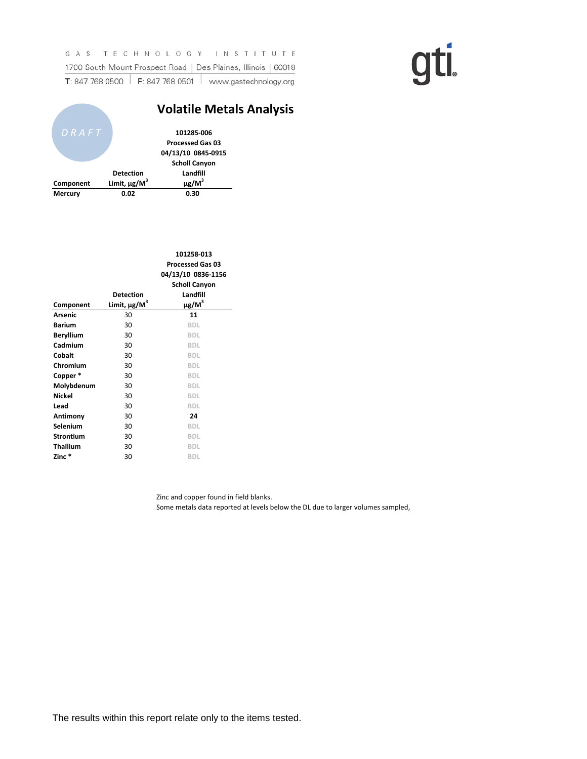GAS TECHNOLOGY INSTITUTE
1700 South Mount Prospect Road | Des Plaines, Illinois | 60018
T: 847 768 0500 | F: 847 768 0501 | www.gastechnology.org

DRAFT

# Volatile Metals Analysis

| Component | Detection Limit, μg/M[3] | 101285-006 Processed Gas 03 04/13/10 0845-0915 Scholl Canyon Landfill μg/M[3] |
|---|---|---|
| Mercury | 0.02 | 0.30 |

| Component | Detection Limit, μg/M[3] | 101258-013 Processed Gas 03 04/13/10 0836-1156 Scholl Canyon Landfill μg/M[3] |
|---|---|---|
| Arsenic | 30 | 11 |
| Barium | 30 | BDL |
| Beryllium | 30 | BDL |
| Cadmium | 30 | BDL |
| Cobalt | 30 | BDL |
| Chromium | 30 | BDL |
| Copper * | 30 | BDL |
| Molybdenum | 30 | BDL |
| Nickel | 30 | BDL |
| Lead | 30 | BDL |
| Antimony | 30 | 24 |
| Selenium | 30 | BDL |
| Strontium | 30 | BDL |
| Thallium | 30 | BDL |
| Zinc * | 30 | BDL |

Zinc and copper found in field blanks.
Some metals data reported at levels below the DL due to larger volumes sampled,

The results within this report relate only to the items tested.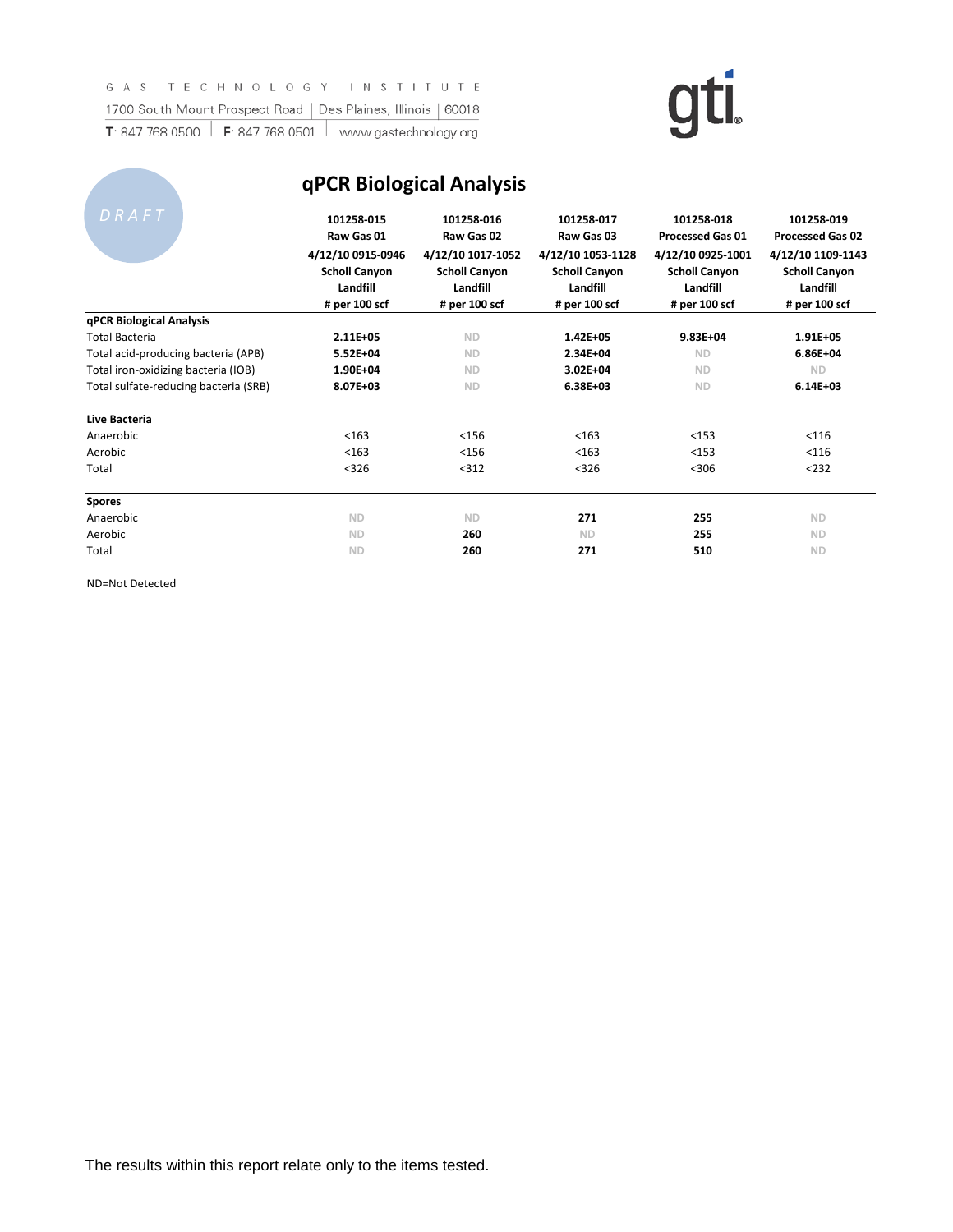GAS TECHNOLOGY INSTITUTE
1700 South Mount Prospect Road | Des Plaines, Illinois | 60018
T: 847 768 0500 | F: 847 768 0501 | www.gastechnology.org

DRAFT

# qPCR Biological Analysis

| | 101258-015 Raw Gas 01 4/12/10 0915-0946 Scholl Canyon Landfill # per 100 scf | 101258-016 Raw Gas 02 4/12/10 1017-1052 Scholl Canyon Landfill # per 100 scf | 101258-017 Raw Gas 03 4/12/10 1053-1128 Scholl Canyon Landfill # per 100 scf | 101258-018 Processed Gas 01 4/12/10 0925-1001 Scholl Canyon Landfill # per 100 scf | 101258-019 Processed Gas 02 4/12/10 1109-1143 Scholl Canyon Landfill # per 100 scf |
|---|---|---|---|---|---|
| **qPCR Biological Analysis** | | | | | |
| Total Bacteria | **2.11E+05** | ND | **1.42E+05** | **9.83E+04** | **1.91E+05** |
| Total acid-producing bacteria (APB) | **5.52E+04** | ND | **2.34E+04** | ND | **6.86E+04** |
| Total iron-oxidizing bacteria (IOB) | **1.90E+04** | ND | **3.02E+04** | ND | ND |
| Total sulfate-reducing bacteria (SRB) | **8.07E+03** | ND | **6.38E+03** | ND | **6.14E+03** |
| **Live Bacteria** | | | | | |
| Anaerobic | <163 | <156 | <163 | <153 | <116 |
| Aerobic | <163 | <156 | <163 | <153 | <116 |
| Total | <326 | <312 | <326 | <306 | <232 |
| **Spores** | | | | | |
| Anaerobic | ND | ND | **271** | **255** | ND |
| Aerobic | ND | **260** | ND | **255** | ND |
| Total | ND | **260** | **271** | **510** | ND |

ND=Not Detected

The results within this report relate only to the items tested.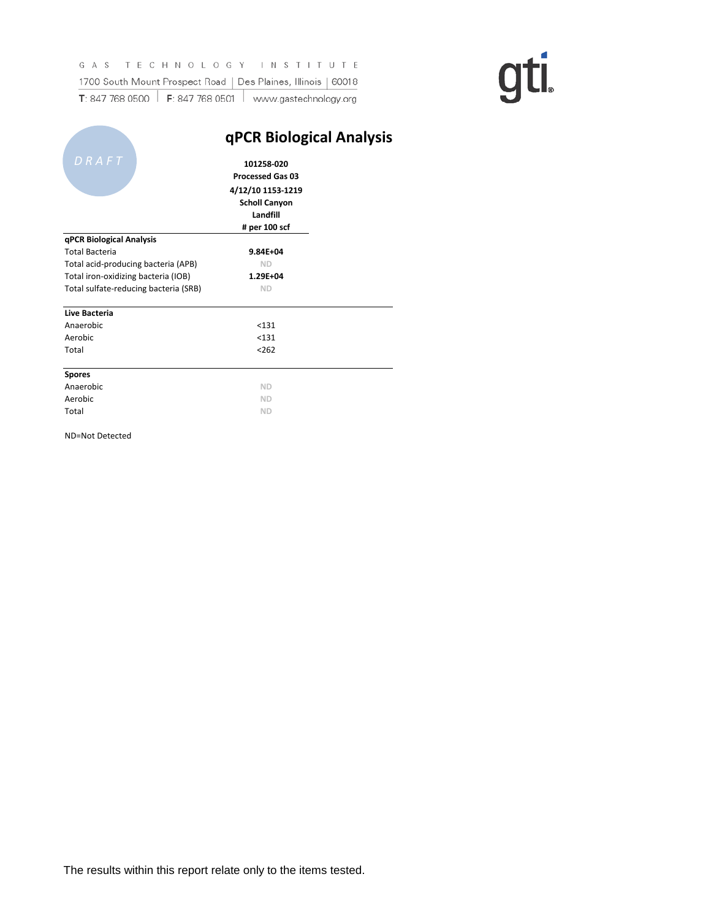GAS TECHNOLOGY INSTITUTE
1700 South Mount Prospect Road | Des Plaines, Illinois | 60018
T: 847 768 0500 | F: 847 768 0501 | www.gastechnology.org

DRAFT

# qPCR Biological Analysis

| | 101258-020 Processed Gas 03 4/12/10 1153-1219 Scholl Canyon Landfill # per 100 scf |
|---|---|
| **qPCR Biological Analysis** | |
| Total Bacteria | **9.84E+04** |
| Total acid-producing bacteria (APB) | ND |
| Total iron-oxidizing bacteria (IOB) | **1.29E+04** |
| Total sulfate-reducing bacteria (SRB) | ND |
| **Live Bacteria** | |
| Anaerobic | <131 |
| Aerobic | <131 |
| Total | <262 |
| **Spores** | |
| Anaerobic | ND |
| Aerobic | ND |
| Total | ND |

ND=Not Detected

The results within this report relate only to the items tested.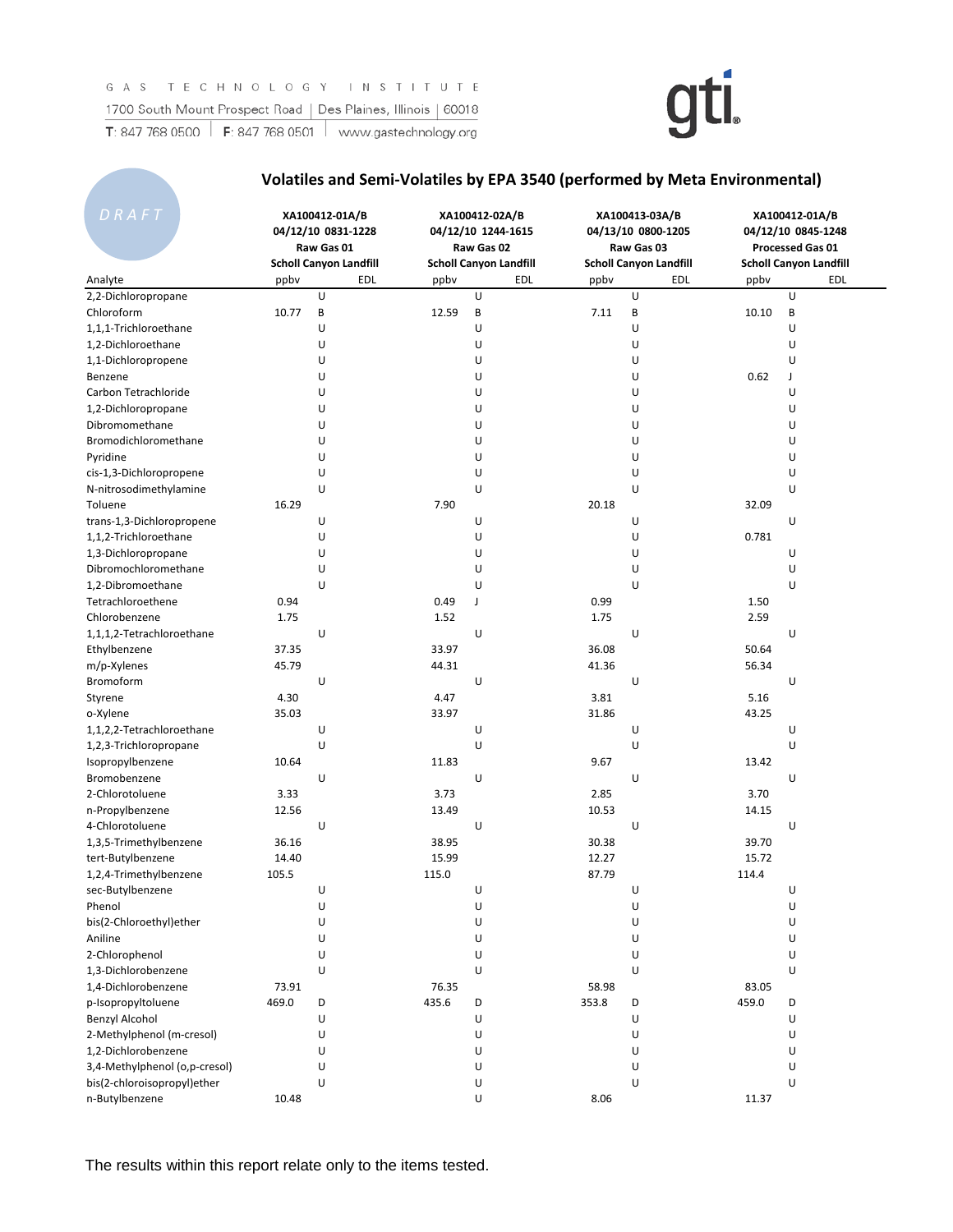GAS TECHNOLOGY INSTITUTE
1700 South Mount Prospect Road | Des Plaines, Illinois | 60018
T: 847 768 0500 | F: 847 768 0501 | www.gastechnology.org

DRAFT

## Volatiles and Semi-Volatiles by EPA 3540 (performed by Meta Environmental)

| Analyte | XA100412-01A/B 04/12/10 0831-1228 Raw Gas 01 Scholl Canyon Landfill | | | XA100412-02A/B 04/12/10 1244-1615 Raw Gas 02 Scholl Canyon Landfill | | | XA100413-03A/B 04/13/10 0800-1205 Raw Gas 03 Scholl Canyon Landfill | | | XA100412-01A/B 04/12/10 0845-1248 Processed Gas 01 Scholl Canyon Landfill | | |
|---|---|---|---|---|---|---|---|---|---|---|---|---|
| | ppbv | | EDL | ppbv | | EDL | ppbv | | EDL | ppbv | | EDL |
| 2,2-Dichloropropane | | U | | | U | | | U | | | U | |
| Chloroform | 10.77 | B | | 12.59 | B | | 7.11 | B | | 10.10 | B | |
| 1,1,1-Trichloroethane | | U | | | U | | | U | | | U | |
| 1,2-Dichloroethane | | U | | | U | | | U | | | U | |
| 1,1-Dichloropropene | | U | | | U | | | U | | | U | |
| Benzene | | U | | | U | | | U | | 0.62 | J | |
| Carbon Tetrachloride | | U | | | U | | | U | | | U | |
| 1,2-Dichloropropane | | U | | | U | | | U | | | U | |
| Dibromomethane | | U | | | U | | | U | | | U | |
| Bromodichloromethane | | U | | | U | | | U | | | U | |
| Pyridine | | U | | | U | | | U | | | U | |
| cis-1,3-Dichloropropene | | U | | | U | | | U | | | U | |
| N-nitrosodimethylamine | | U | | | U | | | U | | | U | |
| Toluene | 16.29 | | | 7.90 | | | 20.18 | | | 32.09 | | |
| trans-1,3-Dichloropropene | | U | | | U | | | U | | | U | |
| 1,1,2-Trichloroethane | | U | | | U | | | U | | 0.781 | | |
| 1,3-Dichloropropane | | U | | | U | | | U | | | U | |
| Dibromochloromethane | | U | | | U | | | U | | | U | |
| 1,2-Dibromoethane | | U | | | U | | | U | | | U | |
| Tetrachloroethene | 0.94 | | | 0.49 | J | | 0.99 | | | 1.50 | | |
| Chlorobenzene | 1.75 | | | 1.52 | | | 1.75 | | | 2.59 | | |
| 1,1,1,2-Tetrachloroethane | | U | | | U | | | U | | | U | |
| Ethylbenzene | 37.35 | | | 33.97 | | | 36.08 | | | 50.64 | | |
| m/p-Xylenes | 45.79 | | | 44.31 | | | 41.36 | | | 56.34 | | |
| Bromoform | | U | | | U | | | U | | | U | |
| Styrene | 4.30 | | | 4.47 | | | 3.81 | | | 5.16 | | |
| o-Xylene | 35.03 | | | 33.97 | | | 31.86 | | | 43.25 | | |
| 1,1,2,2-Tetrachloroethane | | U | | | U | | | U | | | U | |
| 1,2,3-Trichloropropane | | U | | | U | | | U | | | U | |
| Isopropylbenzene | 10.64 | | | 11.83 | | | 9.67 | | | 13.42 | | |
| Bromobenzene | | U | | | U | | | U | | | U | |
| 2-Chlorotoluene | 3.33 | | | 3.73 | | | 2.85 | | | 3.70 | | |
| n-Propylbenzene | 12.56 | | | 13.49 | | | 10.53 | | | 14.15 | | |
| 4-Chlorotoluene | | U | | | U | | | U | | | U | |
| 1,3,5-Trimethylbenzene | 36.16 | | | 38.95 | | | 30.38 | | | 39.70 | | |
| tert-Butylbenzene | 14.40 | | | 15.99 | | | 12.27 | | | 15.72 | | |
| 1,2,4-Trimethylbenzene | 105.5 | | | 115.0 | | | 87.79 | | | 114.4 | | |
| sec-Butylbenzene | | U | | | U | | | U | | | U | |
| Phenol | | U | | | U | | | U | | | U | |
| bis(2-Chloroethyl)ether | | U | | | U | | | U | | | U | |
| Aniline | | U | | | U | | | U | | | U | |
| 2-Chlorophenol | | U | | | U | | | U | | | U | |
| 1,3-Dichlorobenzene | | U | | | U | | | U | | | U | |
| 1,4-Dichlorobenzene | 73.91 | | | 76.35 | | | 58.98 | | | 83.05 | | |
| p-Isopropyltoluene | 469.0 | D | | 435.6 | D | | 353.8 | D | | 459.0 | D | |
| Benzyl Alcohol | | U | | | U | | | U | | | U | |
| 2-Methylphenol (m-cresol) | | U | | | U | | | U | | | U | |
| 1,2-Dichlorobenzene | | U | | | U | | | U | | | U | |
| 3,4-Methylphenol (o,p-cresol) | | U | | | U | | | U | | | U | |
| bis(2-chloroisopropyl)ether | | U | | | U | | | U | | | U | |
| n-Butylbenzene | 10.48 | | | | U | | 8.06 | | | 11.37 | | |

The results within this report relate only to the items tested.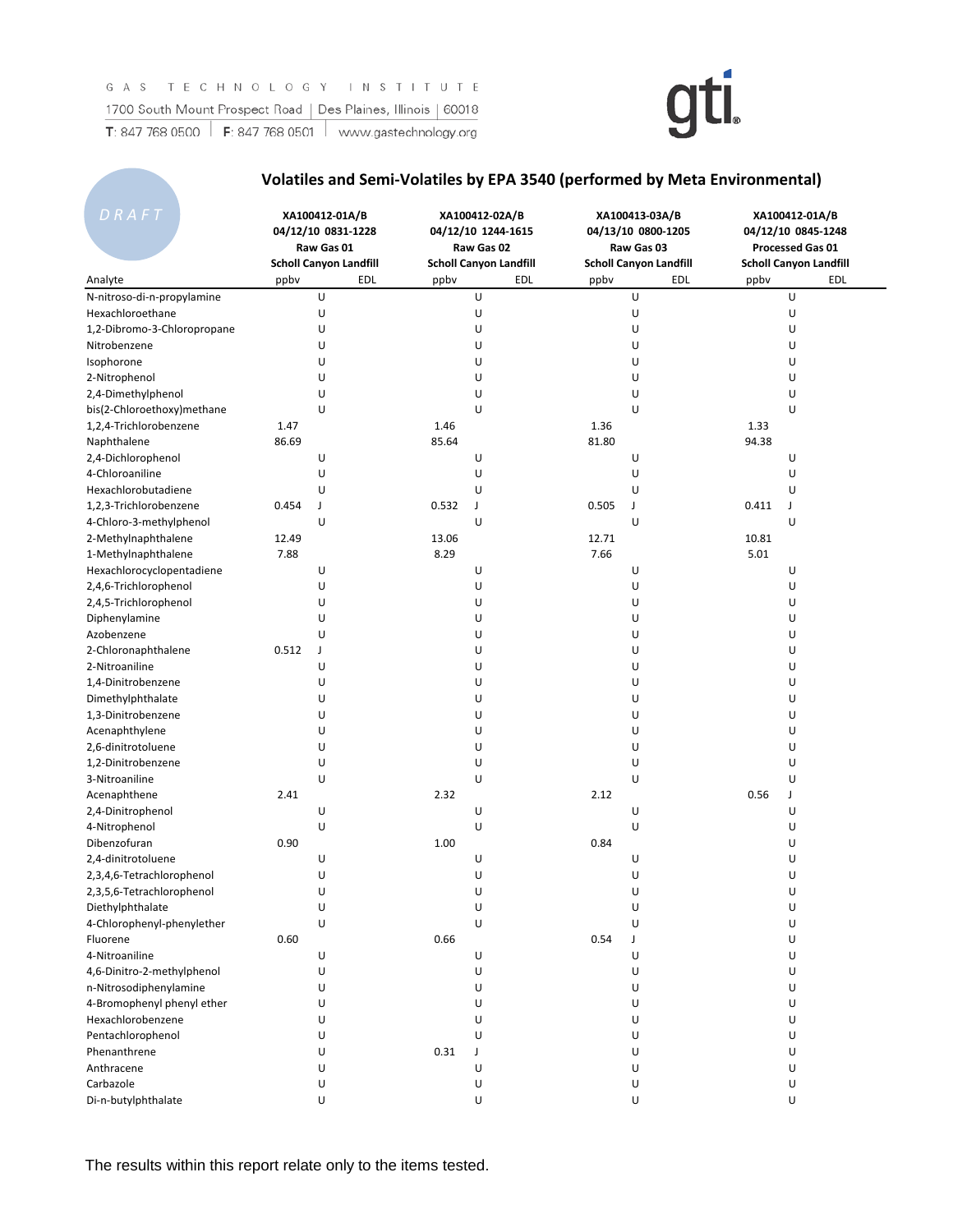GAS TECHNOLOGY INSTITUTE
1700 South Mount Prospect Road | Des Plaines, Illinois | 60018
T: 847 768 0500 | F: 847 768 0501 | www.gastechnology.org

gti

DRAFT

## Volatiles and Semi-Volatiles by EPA 3540 (performed by Meta Environmental)

| | XA100412-01A/B 04/12/10 0831-1228 Raw Gas 01 Scholl Canyon Landfill | | XA100412-02A/B 04/12/10 1244-1615 Raw Gas 02 Scholl Canyon Landfill | | XA100413-03A/B 04/13/10 0800-1205 Raw Gas 03 Scholl Canyon Landfill | | XA100412-01A/B 04/12/10 0845-1248 Processed Gas 01 Scholl Canyon Landfill | |
|---|---|---|---|---|---|---|---|---|
| Analyte | ppbv | EDL | ppbv | EDL | ppbv | EDL | ppbv | EDL |
| N-nitroso-di-n-propylamine | U | | U | | U | | U | |
| Hexachloroethane | U | | U | | U | | U | |
| 1,2-Dibromo-3-Chloropropane | U | | U | | U | | U | |
| Nitrobenzene | U | | U | | U | | U | |
| Isophorone | U | | U | | U | | U | |
| 2-Nitrophenol | U | | U | | U | | U | |
| 2,4-Dimethylphenol | U | | U | | U | | U | |
| bis(2-Chloroethoxy)methane | U | | U | | U | | U | |
| 1,2,4-Trichlorobenzene | 1.47 | | 1.46 | | 1.36 | | 1.33 | |
| Naphthalene | 86.69 | | 85.64 | | 81.80 | | 94.38 | |
| 2,4-Dichlorophenol | U | | U | | U | | U | |
| 4-Chloroaniline | U | | U | | U | | U | |
| Hexachlorobutadiene | U | | U | | U | | U | |
| 1,2,3-Trichlorobenzene | 0.454 J | | 0.532 J | | 0.505 J | | 0.411 J | |
| 4-Chloro-3-methylphenol | U | | U | | U | | U | |
| 2-Methylnaphthalene | 12.49 | | 13.06 | | 12.71 | | 10.81 | |
| 1-Methylnaphthalene | 7.88 | | 8.29 | | 7.66 | | 5.01 | |
| Hexachlorocyclopentadiene | U | | U | | U | | U | |
| 2,4,6-Trichlorophenol | U | | U | | U | | U | |
| 2,4,5-Trichlorophenol | U | | U | | U | | U | |
| Diphenylamine | U | | U | | U | | U | |
| Azobenzene | U | | U | | U | | U | |
| 2-Chloronaphthalene | 0.512 J | | U | | U | | U | |
| 2-Nitroaniline | U | | U | | U | | U | |
| 1,4-Dinitrobenzene | U | | U | | U | | U | |
| Dimethylphthalate | U | | U | | U | | U | |
| 1,3-Dinitrobenzene | U | | U | | U | | U | |
| Acenaphthylene | U | | U | | U | | U | |
| 2,6-dinitrotoluene | U | | U | | U | | U | |
| 1,2-Dinitrobenzene | U | | U | | U | | U | |
| 3-Nitroaniline | U | | U | | U | | U | |
| Acenaphthene | 2.41 | | 2.32 | | 2.12 | | 0.56 J | |
| 2,4-Dinitrophenol | U | | U | | U | | U | |
| 4-Nitrophenol | U | | U | | U | | U | |
| Dibenzofuran | 0.90 | | 1.00 | | 0.84 | | U | |
| 2,4-dinitrotoluene | U | | U | | U | | U | |
| 2,3,4,6-Tetrachlorophenol | U | | U | | U | | U | |
| 2,3,5,6-Tetrachlorophenol | U | | U | | U | | U | |
| Diethylphthalate | U | | U | | U | | U | |
| 4-Chlorophenyl-phenylether | U | | U | | U | | U | |
| Fluorene | 0.60 | | 0.66 | | 0.54 J | | U | |
| 4-Nitroaniline | U | | U | | U | | U | |
| 4,6-Dinitro-2-methylphenol | U | | U | | U | | U | |
| n-Nitrosodiphenylamine | U | | U | | U | | U | |
| 4-Bromophenyl phenyl ether | U | | U | | U | | U | |
| Hexachlorobenzene | U | | U | | U | | U | |
| Pentachlorophenol | U | | U | | U | | U | |
| Phenanthrene | U | | 0.31 J | | U | | U | |
| Anthracene | U | | U | | U | | U | |
| Carbazole | U | | U | | U | | U | |
| Di-n-butylphthalate | U | | U | | U | | U | |

The results within this report relate only to the items tested.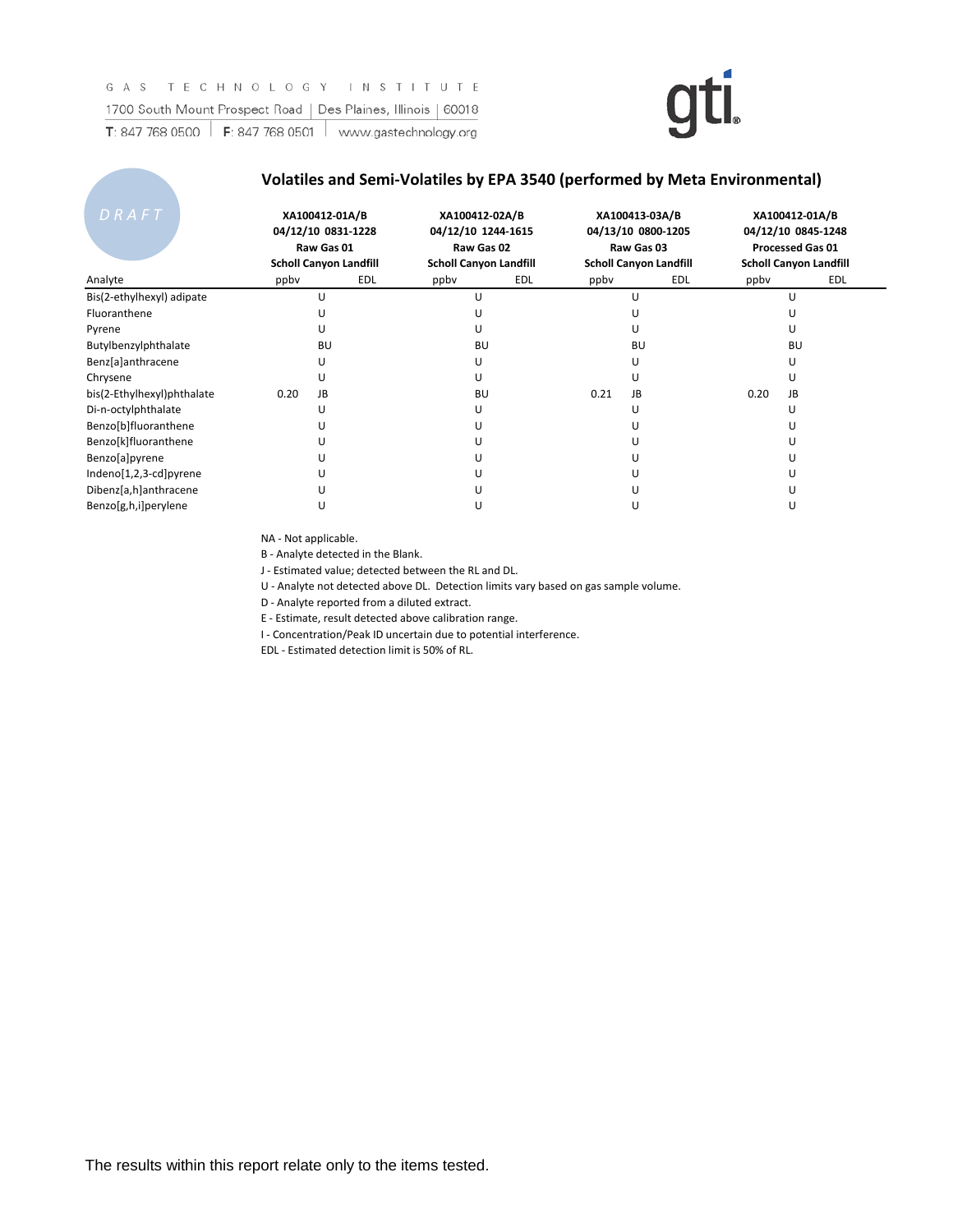GAS TECHNOLOGY INSTITUTE
1700 South Mount Prospect Road | Des Plaines, Illinois | 60018
T: 847 768 0500 | F: 847 768 0501 | www.gastechnology.org

DRAFT

## Volatiles and Semi-Volatiles by EPA 3540 (performed by Meta Environmental)

| Analyte | XA100412-01A/B 04/12/10 0831-1228 Raw Gas 01 Scholl Canyon Landfill | | XA100412-02A/B 04/12/10 1244-1615 Raw Gas 02 Scholl Canyon Landfill | | XA100413-03A/B 04/13/10 0800-1205 Raw Gas 03 Scholl Canyon Landfill | | XA100412-01A/B 04/12/10 0845-1248 Processed Gas 01 Scholl Canyon Landfill | |
|---|---|---|---|---|---|---|---|---|
| | ppbv | EDL | ppbv | EDL | ppbv | EDL | ppbv | EDL |
| Bis(2-ethylhexyl) adipate | U | | U | | U | | U | |
| Fluoranthene | U | | U | | U | | U | |
| Pyrene | U | | U | | U | | U | |
| Butylbenzylphthalate | BU | | BU | | BU | | BU | |
| Benz[a]anthracene | U | | U | | U | | U | |
| Chrysene | U | | U | | U | | U | |
| bis(2-Ethylhexyl)phthalate | 0.20 JB | | BU | | 0.21 JB | | 0.20 JB | |
| Di-n-octylphthalate | U | | U | | U | | U | |
| Benzo[b]fluoranthene | U | | U | | U | | U | |
| Benzo[k]fluoranthene | U | | U | | U | | U | |
| Benzo[a]pyrene | U | | U | | U | | U | |
| Indeno[1,2,3-cd]pyrene | U | | U | | U | | U | |
| Dibenz[a,h]anthracene | U | | U | | U | | U | |
| Benzo[g,h,i]perylene | U | | U | | U | | U | |

NA - Not applicable.
B - Analyte detected in the Blank.
J - Estimated value; detected between the RL and DL.
U - Analyte not detected above DL. Detection limits vary based on gas sample volume.
D - Analyte reported from a diluted extract.
E - Estimate, result detected above calibration range.
I - Concentration/Peak ID uncertain due to potential interference.
EDL - Estimated detection limit is 50% of RL.

The results within this report relate only to the items tested.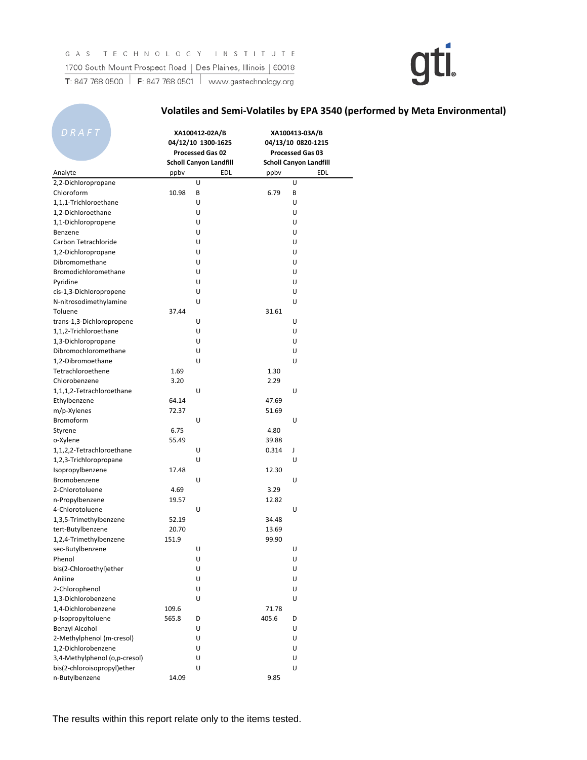GAS TECHNOLOGY INSTITUTE

1700 South Mount Prospect Road | Des Plaines, Illinois | 60018

T: 847 768 0500 | F: 847 768 0501 | www.gastechnology.org

DRAFT

## Volatiles and Semi-Volatiles by EPA 3540 (performed by Meta Environmental)

| | XA100412-02A/B 04/12/10 1300-1625 Processed Gas 02 Scholl Canyon Landfill | | | XA100413-03A/B 04/13/10 0820-1215 Processed Gas 03 Scholl Canyon Landfill | | |
|---|---|---|---|---|---|---|
| Analyte | ppbv | | EDL | ppbv | | EDL |
| 2,2-Dichloropropane | | U | | | U | |
| Chloroform | 10.98 | B | | 6.79 | B | |
| 1,1,1-Trichloroethane | | U | | | U | |
| 1,2-Dichloroethane | | U | | | U | |
| 1,1-Dichloropropene | | U | | | U | |
| Benzene | | U | | | U | |
| Carbon Tetrachloride | | U | | | U | |
| 1,2-Dichloropropane | | U | | | U | |
| Dibromomethane | | U | | | U | |
| Bromodichloromethane | | U | | | U | |
| Pyridine | | U | | | U | |
| cis-1,3-Dichloropropene | | U | | | U | |
| N-nitrosodimethylamine | | U | | | U | |
| Toluene | 37.44 | | | 31.61 | | |
| trans-1,3-Dichloropropene | | U | | | U | |
| 1,1,2-Trichloroethane | | U | | | U | |
| 1,3-Dichloropropane | | U | | | U | |
| Dibromochloromethane | | U | | | U | |
| 1,2-Dibromoethane | | U | | | U | |
| Tetrachloroethene | 1.69 | | | 1.30 | | |
| Chlorobenzene | 3.20 | | | 2.29 | | |
| 1,1,1,2-Tetrachloroethane | | U | | | U | |
| Ethylbenzene | 64.14 | | | 47.69 | | |
| m/p-Xylenes | 72.37 | | | 51.69 | | |
| Bromoform | | U | | | U | |
| Styrene | 6.75 | | | 4.80 | | |
| o-Xylene | 55.49 | | | 39.88 | | |
| 1,1,2,2-Tetrachloroethane | | U | | 0.314 | J | |
| 1,2,3-Trichloropropane | | U | | | U | |
| Isopropylbenzene | 17.48 | | | 12.30 | | |
| Bromobenzene | | U | | | U | |
| 2-Chlorotoluene | 4.69 | | | 3.29 | | |
| n-Propylbenzene | 19.57 | | | 12.82 | | |
| 4-Chlorotoluene | | U | | | U | |
| 1,3,5-Trimethylbenzene | 52.19 | | | 34.48 | | |
| tert-Butylbenzene | 20.70 | | | 13.69 | | |
| 1,2,4-Trimethylbenzene | 151.9 | | | 99.90 | | |
| sec-Butylbenzene | | U | | | U | |
| Phenol | | U | | | U | |
| bis(2-Chloroethyl)ether | | U | | | U | |
| Aniline | | U | | | U | |
| 2-Chlorophenol | | U | | | U | |
| 1,3-Dichlorobenzene | | U | | | U | |
| 1,4-Dichlorobenzene | 109.6 | | | 71.78 | | |
| p-Isopropyltoluene | 565.8 | D | | 405.6 | D | |
| Benzyl Alcohol | | U | | | U | |
| 2-Methylphenol (m-cresol) | | U | | | U | |
| 1,2-Dichlorobenzene | | U | | | U | |
| 3,4-Methylphenol (o,p-cresol) | | U | | | U | |
| bis(2-chloroisopropyl)ether | | U | | | U | |
| n-Butylbenzene | 14.09 | | | 9.85 | | |

The results within this report relate only to the items tested.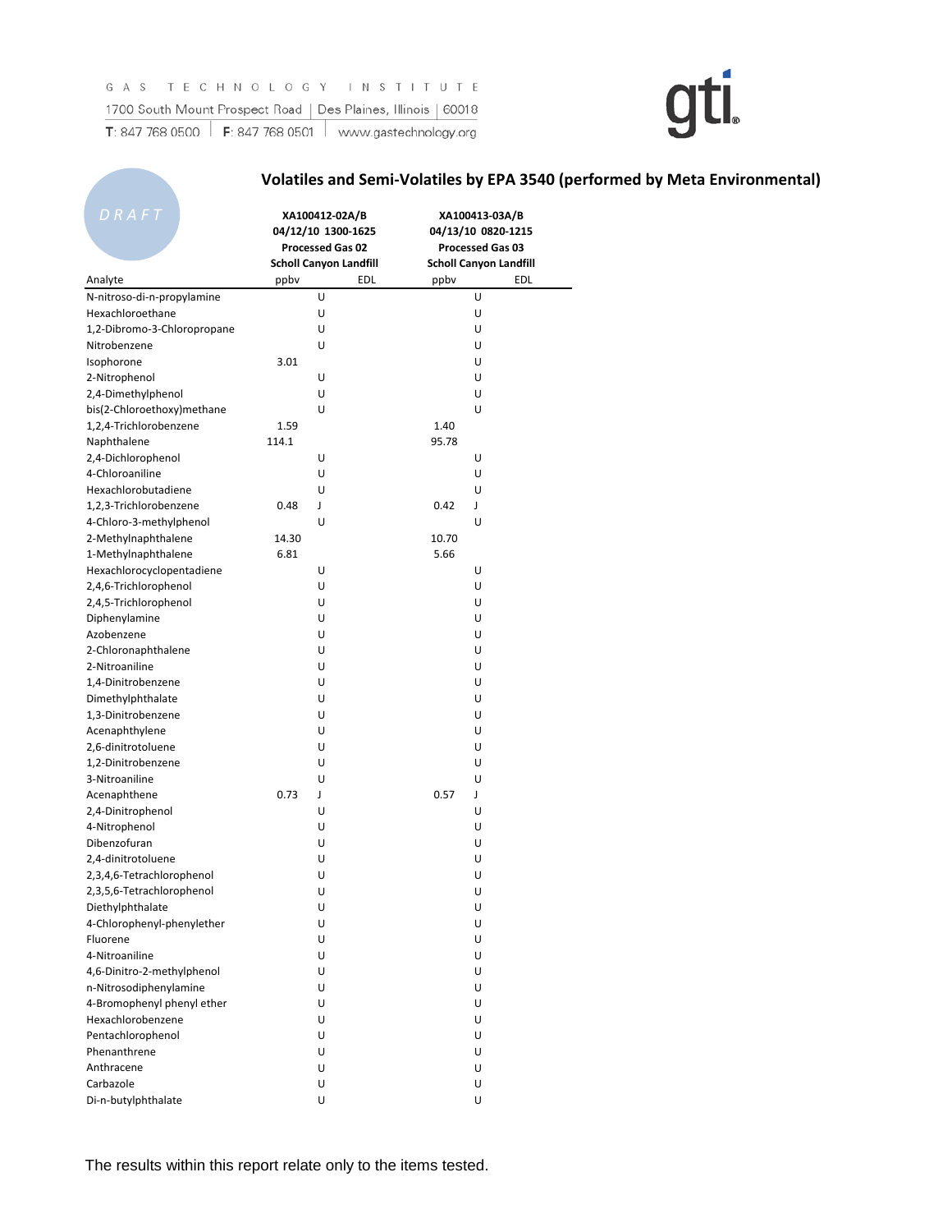GAS TECHNOLOGY INSTITUTE
1700 South Mount Prospect Road | Des Plaines, Illinois | 60018
T: 847 768 0500 | F: 847 768 0501 | www.gastechnology.org

DRAFT

## Volatiles and Semi-Volatiles by EPA 3540 (performed by Meta Environmental)

| | XA100412-02A/B 04/12/10 1300-1625 Processed Gas 02 Scholl Canyon Landfill | | | XA100413-03A/B 04/13/10 0820-1215 Processed Gas 03 Scholl Canyon Landfill | | |
|---|---|---|---|---|---|---|
| Analyte | ppbv | | EDL | ppbv | | EDL |
| N-nitroso-di-n-propylamine | | U | | | U | |
| Hexachloroethane | | U | | | U | |
| 1,2-Dibromo-3-Chloropropane | | U | | | U | |
| Nitrobenzene | | U | | | U | |
| Isophorone | 3.01 | | | | U | |
| 2-Nitrophenol | | U | | | U | |
| 2,4-Dimethylphenol | | U | | | U | |
| bis(2-Chloroethoxy)methane | | U | | | U | |
| 1,2,4-Trichlorobenzene | 1.59 | | | 1.40 | | |
| Naphthalene | 114.1 | | | 95.78 | | |
| 2,4-Dichlorophenol | | U | | | U | |
| 4-Chloroaniline | | U | | | U | |
| Hexachlorobutadiene | | U | | | U | |
| 1,2,3-Trichlorobenzene | 0.48 | J | | 0.42 | J | |
| 4-Chloro-3-methylphenol | | U | | | U | |
| 2-Methylnaphthalene | 14.30 | | | 10.70 | | |
| 1-Methylnaphthalene | 6.81 | | | 5.66 | | |
| Hexachlorocyclopentadiene | | U | | | U | |
| 2,4,6-Trichlorophenol | | U | | | U | |
| 2,4,5-Trichlorophenol | | U | | | U | |
| Diphenylamine | | U | | | U | |
| Azobenzene | | U | | | U | |
| 2-Chloronaphthalene | | U | | | U | |
| 2-Nitroaniline | | U | | | U | |
| 1,4-Dinitrobenzene | | U | | | U | |
| Dimethylphthalate | | U | | | U | |
| 1,3-Dinitrobenzene | | U | | | U | |
| Acenaphthylene | | U | | | U | |
| 2,6-dinitrotoluene | | U | | | U | |
| 1,2-Dinitrobenzene | | U | | | U | |
| 3-Nitroaniline | | U | | | U | |
| Acenaphthene | 0.73 | J | | 0.57 | J | |
| 2,4-Dinitrophenol | | U | | | U | |
| 4-Nitrophenol | | U | | | U | |
| Dibenzofuran | | U | | | U | |
| 2,4-dinitrotoluene | | U | | | U | |
| 2,3,4,6-Tetrachlorophenol | | U | | | U | |
| 2,3,5,6-Tetrachlorophenol | | U | | | U | |
| Diethylphthalate | | U | | | U | |
| 4-Chlorophenyl-phenylether | | U | | | U | |
| Fluorene | | U | | | U | |
| 4-Nitroaniline | | U | | | U | |
| 4,6-Dinitro-2-methylphenol | | U | | | U | |
| n-Nitrosodiphenylamine | | U | | | U | |
| 4-Bromophenyl phenyl ether | | U | | | U | |
| Hexachlorobenzene | | U | | | U | |
| Pentachlorophenol | | U | | | U | |
| Phenanthrene | | U | | | U | |
| Anthracene | | U | | | U | |
| Carbazole | | U | | | U | |
| Di-n-butylphthalate | | U | | | U | |

The results within this report relate only to the items tested.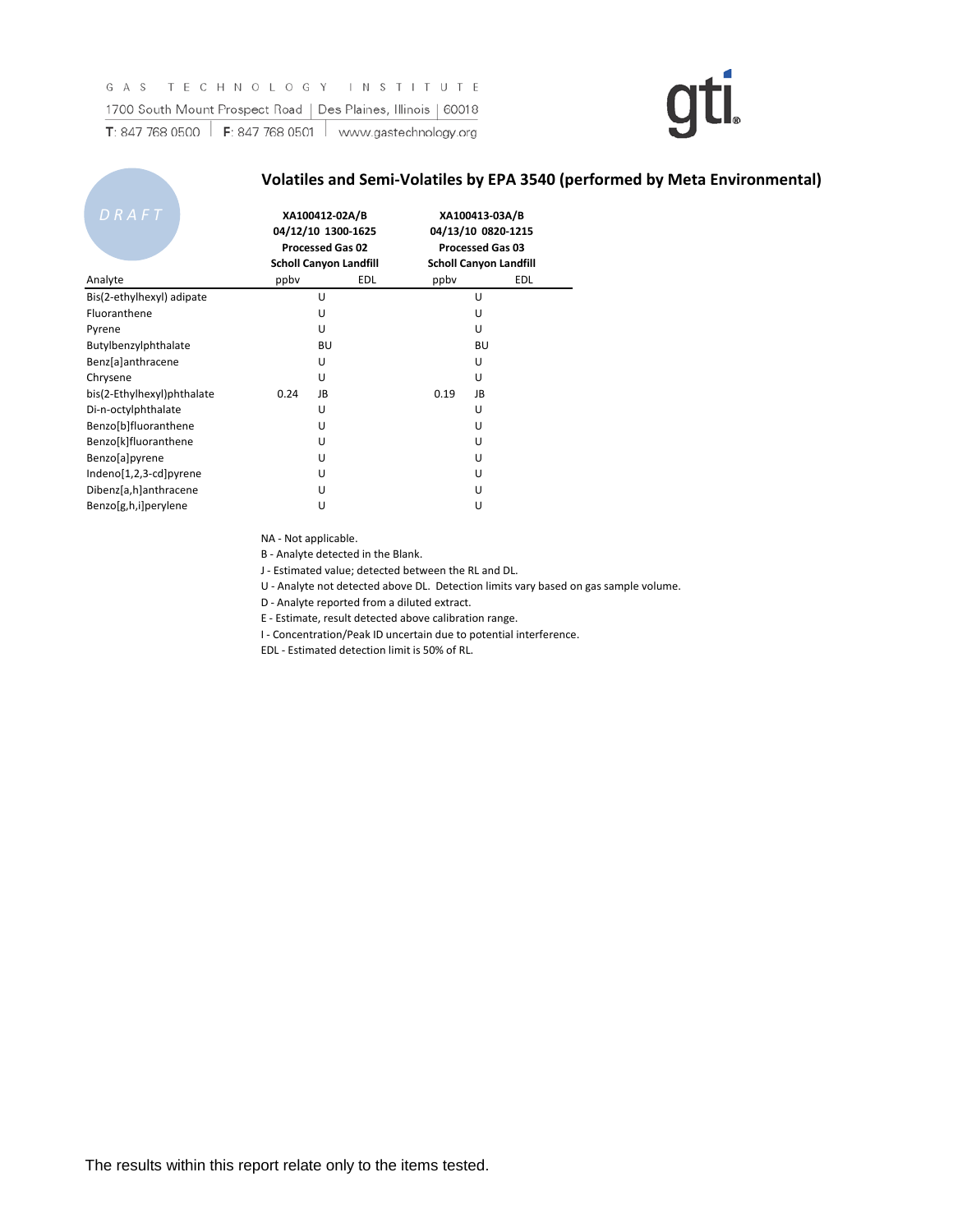GAS TECHNOLOGY INSTITUTE
1700 South Mount Prospect Road | Des Plaines, Illinois | 60018
T: 847 768 0500 | F: 847 768 0501 | www.gastechnology.org

DRAFT

## Volatiles and Semi-Volatiles by EPA 3540 (performed by Meta Environmental)

| Analyte | XA100412-02A/B 04/12/10 1300-1625 Processed Gas 02 Scholl Canyon Landfill | | | XA100413-03A/B 04/13/10 0820-1215 Processed Gas 03 Scholl Canyon Landfill | | |
|---|---|---|---|---|---|---|
| | ppbv | | EDL | ppbv | | EDL |
| Bis(2-ethylhexyl) adipate | | U | | | U | |
| Fluoranthene | | U | | | U | |
| Pyrene | | U | | | U | |
| Butylbenzylphthalate | | BU | | | BU | |
| Benz[a]anthracene | | U | | | U | |
| Chrysene | | U | | | U | |
| bis(2-Ethylhexyl)phthalate | 0.24 | JB | | 0.19 | JB | |
| Di-n-octylphthalate | | U | | | U | |
| Benzo[b]fluoranthene | | U | | | U | |
| Benzo[k]fluoranthene | | U | | | U | |
| Benzo[a]pyrene | | U | | | U | |
| Indeno[1,2,3-cd]pyrene | | U | | | U | |
| Dibenz[a,h]anthracene | | U | | | U | |
| Benzo[g,h,i]perylene | | U | | | U | |

NA - Not applicable.
B - Analyte detected in the Blank.
J - Estimated value; detected between the RL and DL.
U - Analyte not detected above DL. Detection limits vary based on gas sample volume.
D - Analyte reported from a diluted extract.
E - Estimate, result detected above calibration range.
I - Concentration/Peak ID uncertain due to potential interference.
EDL - Estimated detection limit is 50% of RL.

The results within this report relate only to the items tested.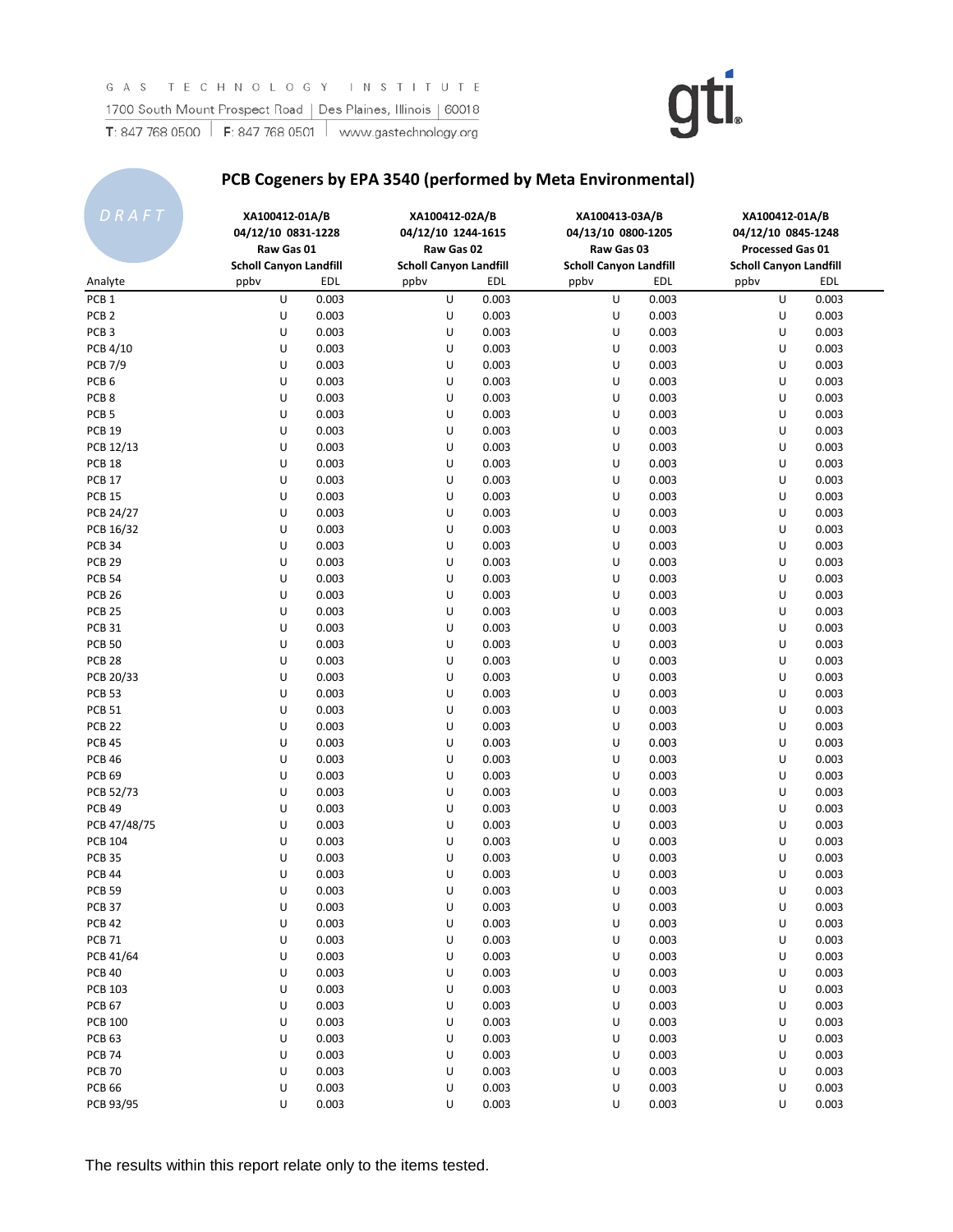GAS TECHNOLOGY INSTITUTE

1700 South Mount Prospect Road | Des Plaines, Illinois | 60018

T: 847 768 0500 | F: 847 768 0501 | www.gastechnology.org

DRAFT

## PCB Cogeners by EPA 3540 (performed by Meta Environmental)

| Analyte | XA100412-01A/B 04/12/10 0831-1228 Raw Gas 01 Scholl Canyon Landfill | | XA100412-02A/B 04/12/10 1244-1615 Raw Gas 02 Scholl Canyon Landfill | | XA100413-03A/B 04/13/10 0800-1205 Raw Gas 03 Scholl Canyon Landfill | | XA100412-01A/B 04/12/10 0845-1248 Processed Gas 01 Scholl Canyon Landfill | |
|---|---|---|---|---|---|---|---|---|
| | ppbv | EDL | ppbv | EDL | ppbv | EDL | ppbv | EDL |
| PCB 1 | U | 0.003 | U | 0.003 | U | 0.003 | U | 0.003 |
| PCB 2 | U | 0.003 | U | 0.003 | U | 0.003 | U | 0.003 |
| PCB 3 | U | 0.003 | U | 0.003 | U | 0.003 | U | 0.003 |
| PCB 4/10 | U | 0.003 | U | 0.003 | U | 0.003 | U | 0.003 |
| PCB 7/9 | U | 0.003 | U | 0.003 | U | 0.003 | U | 0.003 |
| PCB 6 | U | 0.003 | U | 0.003 | U | 0.003 | U | 0.003 |
| PCB 8 | U | 0.003 | U | 0.003 | U | 0.003 | U | 0.003 |
| PCB 5 | U | 0.003 | U | 0.003 | U | 0.003 | U | 0.003 |
| PCB 19 | U | 0.003 | U | 0.003 | U | 0.003 | U | 0.003 |
| PCB 12/13 | U | 0.003 | U | 0.003 | U | 0.003 | U | 0.003 |
| PCB 18 | U | 0.003 | U | 0.003 | U | 0.003 | U | 0.003 |
| PCB 17 | U | 0.003 | U | 0.003 | U | 0.003 | U | 0.003 |
| PCB 15 | U | 0.003 | U | 0.003 | U | 0.003 | U | 0.003 |
| PCB 24/27 | U | 0.003 | U | 0.003 | U | 0.003 | U | 0.003 |
| PCB 16/32 | U | 0.003 | U | 0.003 | U | 0.003 | U | 0.003 |
| PCB 34 | U | 0.003 | U | 0.003 | U | 0.003 | U | 0.003 |
| PCB 29 | U | 0.003 | U | 0.003 | U | 0.003 | U | 0.003 |
| PCB 54 | U | 0.003 | U | 0.003 | U | 0.003 | U | 0.003 |
| PCB 26 | U | 0.003 | U | 0.003 | U | 0.003 | U | 0.003 |
| PCB 25 | U | 0.003 | U | 0.003 | U | 0.003 | U | 0.003 |
| PCB 31 | U | 0.003 | U | 0.003 | U | 0.003 | U | 0.003 |
| PCB 50 | U | 0.003 | U | 0.003 | U | 0.003 | U | 0.003 |
| PCB 28 | U | 0.003 | U | 0.003 | U | 0.003 | U | 0.003 |
| PCB 20/33 | U | 0.003 | U | 0.003 | U | 0.003 | U | 0.003 |
| PCB 53 | U | 0.003 | U | 0.003 | U | 0.003 | U | 0.003 |
| PCB 51 | U | 0.003 | U | 0.003 | U | 0.003 | U | 0.003 |
| PCB 22 | U | 0.003 | U | 0.003 | U | 0.003 | U | 0.003 |
| PCB 45 | U | 0.003 | U | 0.003 | U | 0.003 | U | 0.003 |
| PCB 46 | U | 0.003 | U | 0.003 | U | 0.003 | U | 0.003 |
| PCB 69 | U | 0.003 | U | 0.003 | U | 0.003 | U | 0.003 |
| PCB 52/73 | U | 0.003 | U | 0.003 | U | 0.003 | U | 0.003 |
| PCB 49 | U | 0.003 | U | 0.003 | U | 0.003 | U | 0.003 |
| PCB 47/48/75 | U | 0.003 | U | 0.003 | U | 0.003 | U | 0.003 |
| PCB 104 | U | 0.003 | U | 0.003 | U | 0.003 | U | 0.003 |
| PCB 35 | U | 0.003 | U | 0.003 | U | 0.003 | U | 0.003 |
| PCB 44 | U | 0.003 | U | 0.003 | U | 0.003 | U | 0.003 |
| PCB 59 | U | 0.003 | U | 0.003 | U | 0.003 | U | 0.003 |
| PCB 37 | U | 0.003 | U | 0.003 | U | 0.003 | U | 0.003 |
| PCB 42 | U | 0.003 | U | 0.003 | U | 0.003 | U | 0.003 |
| PCB 71 | U | 0.003 | U | 0.003 | U | 0.003 | U | 0.003 |
| PCB 41/64 | U | 0.003 | U | 0.003 | U | 0.003 | U | 0.003 |
| PCB 40 | U | 0.003 | U | 0.003 | U | 0.003 | U | 0.003 |
| PCB 103 | U | 0.003 | U | 0.003 | U | 0.003 | U | 0.003 |
| PCB 67 | U | 0.003 | U | 0.003 | U | 0.003 | U | 0.003 |
| PCB 100 | U | 0.003 | U | 0.003 | U | 0.003 | U | 0.003 |
| PCB 63 | U | 0.003 | U | 0.003 | U | 0.003 | U | 0.003 |
| PCB 74 | U | 0.003 | U | 0.003 | U | 0.003 | U | 0.003 |
| PCB 70 | U | 0.003 | U | 0.003 | U | 0.003 | U | 0.003 |
| PCB 66 | U | 0.003 | U | 0.003 | U | 0.003 | U | 0.003 |
| PCB 93/95 | U | 0.003 | U | 0.003 | U | 0.003 | U | 0.003 |

The results within this report relate only to the items tested.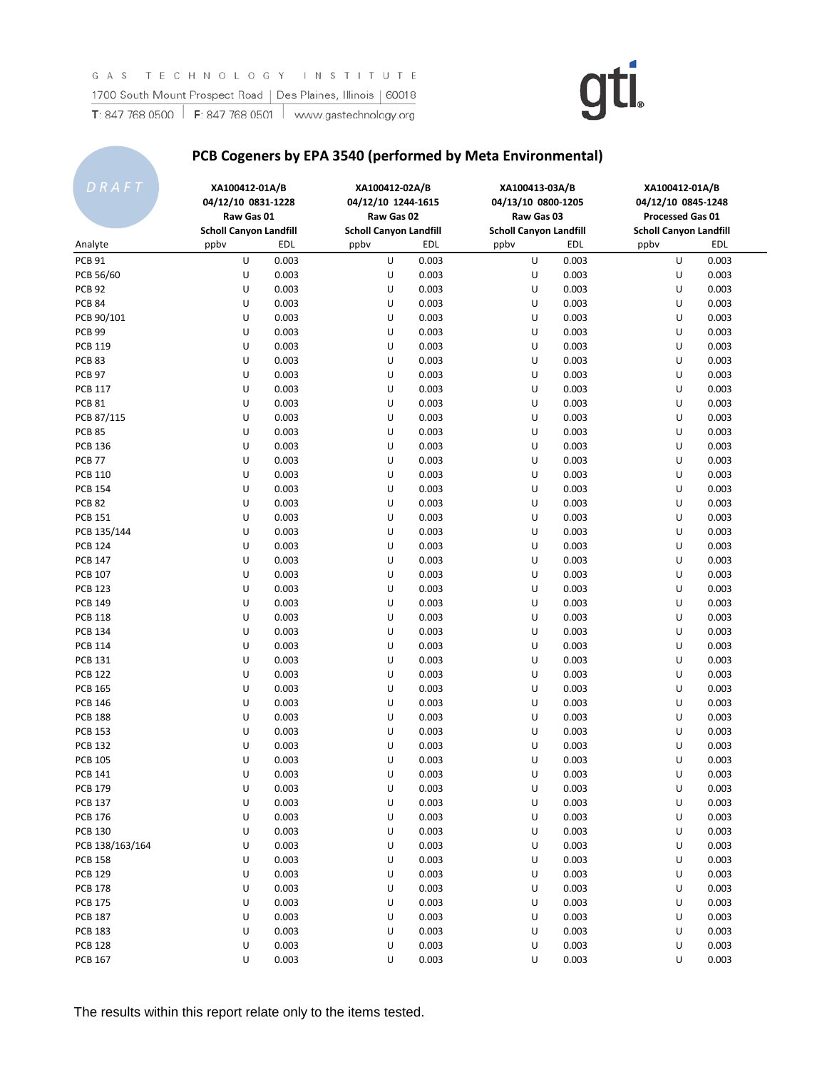GAS TECHNOLOGY INSTITUTE
1700 South Mount Prospect Road | Des Plaines, Illinois | 60018
T: 847 768 0500 | F: 847 768 0501 | www.gastechnology.org

DRAFT

## PCB Cogeners by EPA 3540 (performed by Meta Environmental)

| | XA100412-01A/B 04/12/10 0831-1228 Raw Gas 01 Scholl Canyon Landfill | | XA100412-02A/B 04/12/10 1244-1615 Raw Gas 02 Scholl Canyon Landfill | | XA100413-03A/B 04/13/10 0800-1205 Raw Gas 03 Scholl Canyon Landfill | | XA100412-01A/B 04/12/10 0845-1248 Processed Gas 01 Scholl Canyon Landfill | |
|---|---|---|---|---|---|---|---|---|
| Analyte | ppbv | EDL | ppbv | EDL | ppbv | EDL | ppbv | EDL |
| PCB 91 | U | 0.003 | U | 0.003 | U | 0.003 | U | 0.003 |
| PCB 56/60 | U | 0.003 | U | 0.003 | U | 0.003 | U | 0.003 |
| PCB 92 | U | 0.003 | U | 0.003 | U | 0.003 | U | 0.003 |
| PCB 84 | U | 0.003 | U | 0.003 | U | 0.003 | U | 0.003 |
| PCB 90/101 | U | 0.003 | U | 0.003 | U | 0.003 | U | 0.003 |
| PCB 99 | U | 0.003 | U | 0.003 | U | 0.003 | U | 0.003 |
| PCB 119 | U | 0.003 | U | 0.003 | U | 0.003 | U | 0.003 |
| PCB 83 | U | 0.003 | U | 0.003 | U | 0.003 | U | 0.003 |
| PCB 97 | U | 0.003 | U | 0.003 | U | 0.003 | U | 0.003 |
| PCB 117 | U | 0.003 | U | 0.003 | U | 0.003 | U | 0.003 |
| PCB 81 | U | 0.003 | U | 0.003 | U | 0.003 | U | 0.003 |
| PCB 87/115 | U | 0.003 | U | 0.003 | U | 0.003 | U | 0.003 |
| PCB 85 | U | 0.003 | U | 0.003 | U | 0.003 | U | 0.003 |
| PCB 136 | U | 0.003 | U | 0.003 | U | 0.003 | U | 0.003 |
| PCB 77 | U | 0.003 | U | 0.003 | U | 0.003 | U | 0.003 |
| PCB 110 | U | 0.003 | U | 0.003 | U | 0.003 | U | 0.003 |
| PCB 154 | U | 0.003 | U | 0.003 | U | 0.003 | U | 0.003 |
| PCB 82 | U | 0.003 | U | 0.003 | U | 0.003 | U | 0.003 |
| PCB 151 | U | 0.003 | U | 0.003 | U | 0.003 | U | 0.003 |
| PCB 135/144 | U | 0.003 | U | 0.003 | U | 0.003 | U | 0.003 |
| PCB 124 | U | 0.003 | U | 0.003 | U | 0.003 | U | 0.003 |
| PCB 147 | U | 0.003 | U | 0.003 | U | 0.003 | U | 0.003 |
| PCB 107 | U | 0.003 | U | 0.003 | U | 0.003 | U | 0.003 |
| PCB 123 | U | 0.003 | U | 0.003 | U | 0.003 | U | 0.003 |
| PCB 149 | U | 0.003 | U | 0.003 | U | 0.003 | U | 0.003 |
| PCB 118 | U | 0.003 | U | 0.003 | U | 0.003 | U | 0.003 |
| PCB 134 | U | 0.003 | U | 0.003 | U | 0.003 | U | 0.003 |
| PCB 114 | U | 0.003 | U | 0.003 | U | 0.003 | U | 0.003 |
| PCB 131 | U | 0.003 | U | 0.003 | U | 0.003 | U | 0.003 |
| PCB 122 | U | 0.003 | U | 0.003 | U | 0.003 | U | 0.003 |
| PCB 165 | U | 0.003 | U | 0.003 | U | 0.003 | U | 0.003 |
| PCB 146 | U | 0.003 | U | 0.003 | U | 0.003 | U | 0.003 |
| PCB 188 | U | 0.003 | U | 0.003 | U | 0.003 | U | 0.003 |
| PCB 153 | U | 0.003 | U | 0.003 | U | 0.003 | U | 0.003 |
| PCB 132 | U | 0.003 | U | 0.003 | U | 0.003 | U | 0.003 |
| PCB 105 | U | 0.003 | U | 0.003 | U | 0.003 | U | 0.003 |
| PCB 141 | U | 0.003 | U | 0.003 | U | 0.003 | U | 0.003 |
| PCB 179 | U | 0.003 | U | 0.003 | U | 0.003 | U | 0.003 |
| PCB 137 | U | 0.003 | U | 0.003 | U | 0.003 | U | 0.003 |
| PCB 176 | U | 0.003 | U | 0.003 | U | 0.003 | U | 0.003 |
| PCB 130 | U | 0.003 | U | 0.003 | U | 0.003 | U | 0.003 |
| PCB 138/163/164 | U | 0.003 | U | 0.003 | U | 0.003 | U | 0.003 |
| PCB 158 | U | 0.003 | U | 0.003 | U | 0.003 | U | 0.003 |
| PCB 129 | U | 0.003 | U | 0.003 | U | 0.003 | U | 0.003 |
| PCB 178 | U | 0.003 | U | 0.003 | U | 0.003 | U | 0.003 |
| PCB 175 | U | 0.003 | U | 0.003 | U | 0.003 | U | 0.003 |
| PCB 187 | U | 0.003 | U | 0.003 | U | 0.003 | U | 0.003 |
| PCB 183 | U | 0.003 | U | 0.003 | U | 0.003 | U | 0.003 |
| PCB 128 | U | 0.003 | U | 0.003 | U | 0.003 | U | 0.003 |
| PCB 167 | U | 0.003 | U | 0.003 | U | 0.003 | U | 0.003 |

The results within this report relate only to the items tested.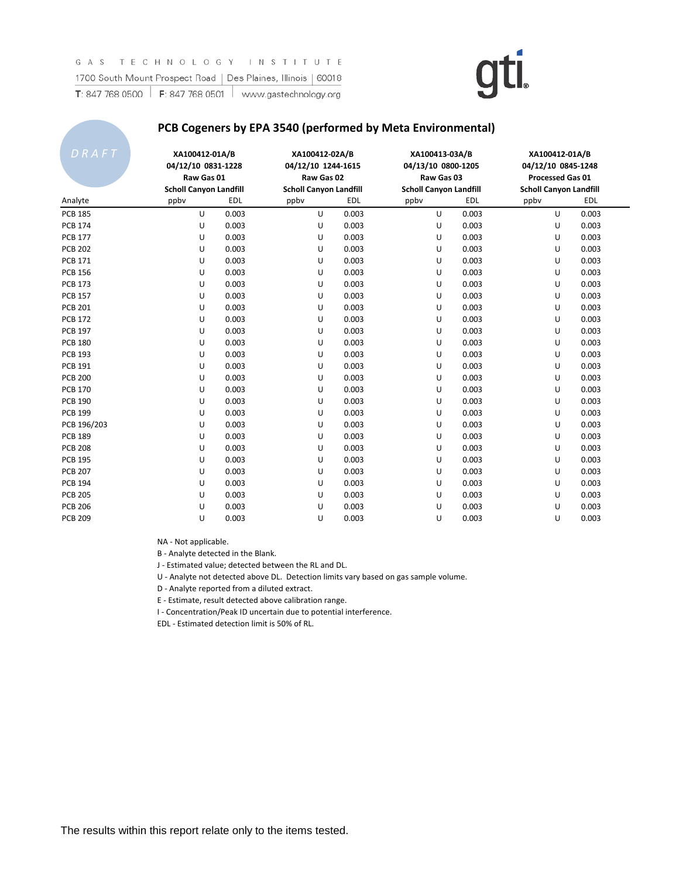GAS TECHNOLOGY INSTITUTE
1700 South Mount Prospect Road | Des Plaines, Illinois | 60018
T: 847 768 0500 | F: 847 768 0501 | www.gastechnology.org

DRAFT

## PCB Cogeners by EPA 3540 (performed by Meta Environmental)

| | XA100412-01A/B 04/12/10 0831-1228 Raw Gas 01 Scholl Canyon Landfill | | XA100412-02A/B 04/12/10 1244-1615 Raw Gas 02 Scholl Canyon Landfill | | XA100413-03A/B 04/13/10 0800-1205 Raw Gas 03 Scholl Canyon Landfill | | XA100412-01A/B 04/12/10 0845-1248 Processed Gas 01 Scholl Canyon Landfill | |
|---|---|---|---|---|---|---|---|---|
| Analyte | ppbv | EDL | ppbv | EDL | ppbv | EDL | ppbv | EDL |
| PCB 185 | U | 0.003 | U | 0.003 | U | 0.003 | U | 0.003 |
| PCB 174 | U | 0.003 | U | 0.003 | U | 0.003 | U | 0.003 |
| PCB 177 | U | 0.003 | U | 0.003 | U | 0.003 | U | 0.003 |
| PCB 202 | U | 0.003 | U | 0.003 | U | 0.003 | U | 0.003 |
| PCB 171 | U | 0.003 | U | 0.003 | U | 0.003 | U | 0.003 |
| PCB 156 | U | 0.003 | U | 0.003 | U | 0.003 | U | 0.003 |
| PCB 173 | U | 0.003 | U | 0.003 | U | 0.003 | U | 0.003 |
| PCB 157 | U | 0.003 | U | 0.003 | U | 0.003 | U | 0.003 |
| PCB 201 | U | 0.003 | U | 0.003 | U | 0.003 | U | 0.003 |
| PCB 172 | U | 0.003 | U | 0.003 | U | 0.003 | U | 0.003 |
| PCB 197 | U | 0.003 | U | 0.003 | U | 0.003 | U | 0.003 |
| PCB 180 | U | 0.003 | U | 0.003 | U | 0.003 | U | 0.003 |
| PCB 193 | U | 0.003 | U | 0.003 | U | 0.003 | U | 0.003 |
| PCB 191 | U | 0.003 | U | 0.003 | U | 0.003 | U | 0.003 |
| PCB 200 | U | 0.003 | U | 0.003 | U | 0.003 | U | 0.003 |
| PCB 170 | U | 0.003 | U | 0.003 | U | 0.003 | U | 0.003 |
| PCB 190 | U | 0.003 | U | 0.003 | U | 0.003 | U | 0.003 |
| PCB 199 | U | 0.003 | U | 0.003 | U | 0.003 | U | 0.003 |
| PCB 196/203 | U | 0.003 | U | 0.003 | U | 0.003 | U | 0.003 |
| PCB 189 | U | 0.003 | U | 0.003 | U | 0.003 | U | 0.003 |
| PCB 208 | U | 0.003 | U | 0.003 | U | 0.003 | U | 0.003 |
| PCB 195 | U | 0.003 | U | 0.003 | U | 0.003 | U | 0.003 |
| PCB 207 | U | 0.003 | U | 0.003 | U | 0.003 | U | 0.003 |
| PCB 194 | U | 0.003 | U | 0.003 | U | 0.003 | U | 0.003 |
| PCB 205 | U | 0.003 | U | 0.003 | U | 0.003 | U | 0.003 |
| PCB 206 | U | 0.003 | U | 0.003 | U | 0.003 | U | 0.003 |
| PCB 209 | U | 0.003 | U | 0.003 | U | 0.003 | U | 0.003 |

NA - Not applicable.
B - Analyte detected in the Blank.
J - Estimated value; detected between the RL and DL.
U - Analyte not detected above DL. Detection limits vary based on gas sample volume.
D - Analyte reported from a diluted extract.
E - Estimate, result detected above calibration range.
I - Concentration/Peak ID uncertain due to potential interference.
EDL - Estimated detection limit is 50% of RL.

The results within this report relate only to the items tested.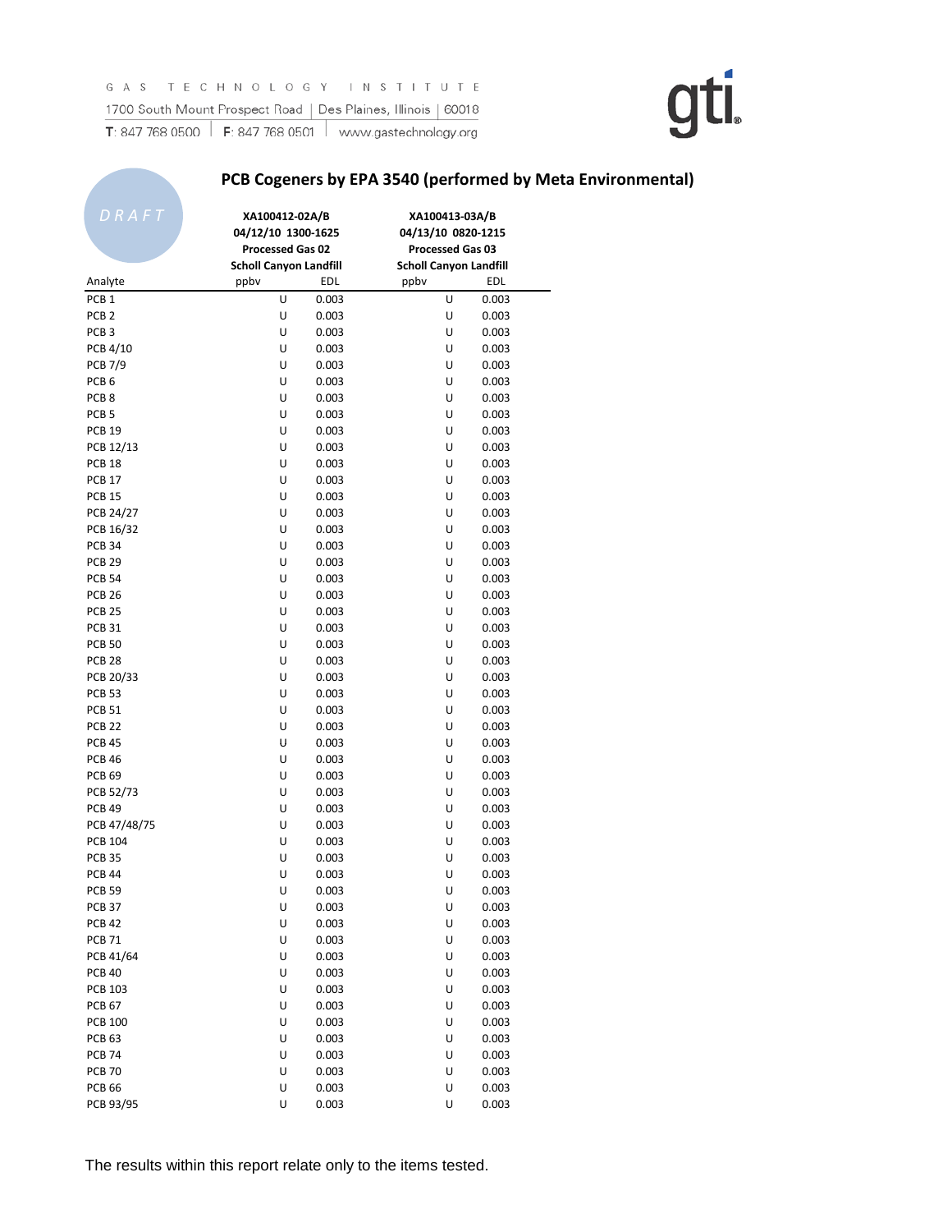GAS TECHNOLOGY INSTITUTE
1700 South Mount Prospect Road | Des Plaines, Illinois | 60018
T: 847 768 0500 | F: 847 768 0501 | www.gastechnology.org

DRAFT

## PCB Cogeners by EPA 3540 (performed by Meta Environmental)

| | XA100412-02A/B | | XA100413-03A/B | |
|---|---|---|---|---|
| | 04/12/10 1300-1625 | | 04/13/10 0820-1215 | |
| | Processed Gas 02 | | Processed Gas 03 | |
| | Scholl Canyon Landfill | | Scholl Canyon Landfill | |
| Analyte | ppbv | EDL | ppbv | EDL |
| PCB 1 | U | 0.003 | U | 0.003 |
| PCB 2 | U | 0.003 | U | 0.003 |
| PCB 3 | U | 0.003 | U | 0.003 |
| PCB 4/10 | U | 0.003 | U | 0.003 |
| PCB 7/9 | U | 0.003 | U | 0.003 |
| PCB 6 | U | 0.003 | U | 0.003 |
| PCB 8 | U | 0.003 | U | 0.003 |
| PCB 5 | U | 0.003 | U | 0.003 |
| PCB 19 | U | 0.003 | U | 0.003 |
| PCB 12/13 | U | 0.003 | U | 0.003 |
| PCB 18 | U | 0.003 | U | 0.003 |
| PCB 17 | U | 0.003 | U | 0.003 |
| PCB 15 | U | 0.003 | U | 0.003 |
| PCB 24/27 | U | 0.003 | U | 0.003 |
| PCB 16/32 | U | 0.003 | U | 0.003 |
| PCB 34 | U | 0.003 | U | 0.003 |
| PCB 29 | U | 0.003 | U | 0.003 |
| PCB 54 | U | 0.003 | U | 0.003 |
| PCB 26 | U | 0.003 | U | 0.003 |
| PCB 25 | U | 0.003 | U | 0.003 |
| PCB 31 | U | 0.003 | U | 0.003 |
| PCB 50 | U | 0.003 | U | 0.003 |
| PCB 28 | U | 0.003 | U | 0.003 |
| PCB 20/33 | U | 0.003 | U | 0.003 |
| PCB 53 | U | 0.003 | U | 0.003 |
| PCB 51 | U | 0.003 | U | 0.003 |
| PCB 22 | U | 0.003 | U | 0.003 |
| PCB 45 | U | 0.003 | U | 0.003 |
| PCB 46 | U | 0.003 | U | 0.003 |
| PCB 69 | U | 0.003 | U | 0.003 |
| PCB 52/73 | U | 0.003 | U | 0.003 |
| PCB 49 | U | 0.003 | U | 0.003 |
| PCB 47/48/75 | U | 0.003 | U | 0.003 |
| PCB 104 | U | 0.003 | U | 0.003 |
| PCB 35 | U | 0.003 | U | 0.003 |
| PCB 44 | U | 0.003 | U | 0.003 |
| PCB 59 | U | 0.003 | U | 0.003 |
| PCB 37 | U | 0.003 | U | 0.003 |
| PCB 42 | U | 0.003 | U | 0.003 |
| PCB 71 | U | 0.003 | U | 0.003 |
| PCB 41/64 | U | 0.003 | U | 0.003 |
| PCB 40 | U | 0.003 | U | 0.003 |
| PCB 103 | U | 0.003 | U | 0.003 |
| PCB 67 | U | 0.003 | U | 0.003 |
| PCB 100 | U | 0.003 | U | 0.003 |
| PCB 63 | U | 0.003 | U | 0.003 |
| PCB 74 | U | 0.003 | U | 0.003 |
| PCB 70 | U | 0.003 | U | 0.003 |
| PCB 66 | U | 0.003 | U | 0.003 |
| PCB 93/95 | U | 0.003 | U | 0.003 |

The results within this report relate only to the items tested.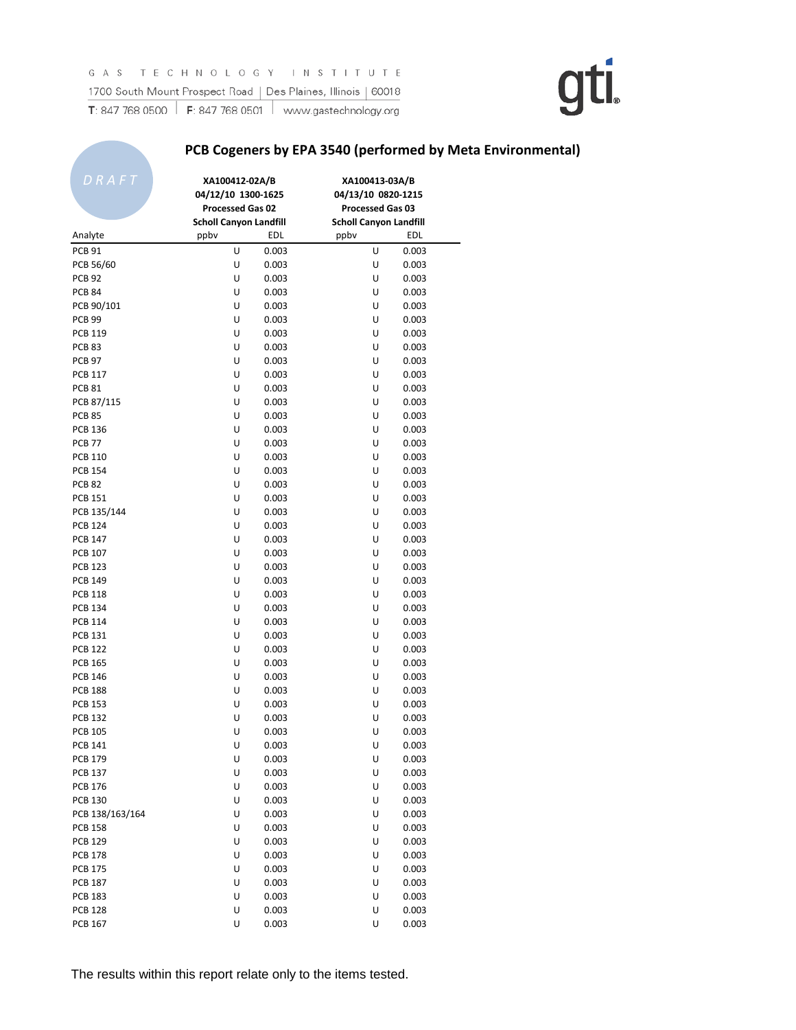GAS TECHNOLOGY INSTITUTE
1700 South Mount Prospect Road | Des Plaines, Illinois | 60018
T: 847 768 0500 | F: 847 768 0501 | www.gastechnology.org

DRAFT

## PCB Cogeners by EPA 3540 (performed by Meta Environmental)

| | XA100412-02A/B<br>04/12/10 1300-1625<br>Processed Gas 02<br>Scholl Canyon Landfill | | XA100413-03A/B<br>04/13/10 0820-1215<br>Processed Gas 03<br>Scholl Canyon Landfill | |
|---|---|---|---|---|
| Analyte | ppbv | EDL | ppbv | EDL |
| PCB 91 | U | 0.003 | U | 0.003 |
| PCB 56/60 | U | 0.003 | U | 0.003 |
| PCB 92 | U | 0.003 | U | 0.003 |
| PCB 84 | U | 0.003 | U | 0.003 |
| PCB 90/101 | U | 0.003 | U | 0.003 |
| PCB 99 | U | 0.003 | U | 0.003 |
| PCB 119 | U | 0.003 | U | 0.003 |
| PCB 83 | U | 0.003 | U | 0.003 |
| PCB 97 | U | 0.003 | U | 0.003 |
| PCB 117 | U | 0.003 | U | 0.003 |
| PCB 81 | U | 0.003 | U | 0.003 |
| PCB 87/115 | U | 0.003 | U | 0.003 |
| PCB 85 | U | 0.003 | U | 0.003 |
| PCB 136 | U | 0.003 | U | 0.003 |
| PCB 77 | U | 0.003 | U | 0.003 |
| PCB 110 | U | 0.003 | U | 0.003 |
| PCB 154 | U | 0.003 | U | 0.003 |
| PCB 82 | U | 0.003 | U | 0.003 |
| PCB 151 | U | 0.003 | U | 0.003 |
| PCB 135/144 | U | 0.003 | U | 0.003 |
| PCB 124 | U | 0.003 | U | 0.003 |
| PCB 147 | U | 0.003 | U | 0.003 |
| PCB 107 | U | 0.003 | U | 0.003 |
| PCB 123 | U | 0.003 | U | 0.003 |
| PCB 149 | U | 0.003 | U | 0.003 |
| PCB 118 | U | 0.003 | U | 0.003 |
| PCB 134 | U | 0.003 | U | 0.003 |
| PCB 114 | U | 0.003 | U | 0.003 |
| PCB 131 | U | 0.003 | U | 0.003 |
| PCB 122 | U | 0.003 | U | 0.003 |
| PCB 165 | U | 0.003 | U | 0.003 |
| PCB 146 | U | 0.003 | U | 0.003 |
| PCB 188 | U | 0.003 | U | 0.003 |
| PCB 153 | U | 0.003 | U | 0.003 |
| PCB 132 | U | 0.003 | U | 0.003 |
| PCB 105 | U | 0.003 | U | 0.003 |
| PCB 141 | U | 0.003 | U | 0.003 |
| PCB 179 | U | 0.003 | U | 0.003 |
| PCB 137 | U | 0.003 | U | 0.003 |
| PCB 176 | U | 0.003 | U | 0.003 |
| PCB 130 | U | 0.003 | U | 0.003 |
| PCB 138/163/164 | U | 0.003 | U | 0.003 |
| PCB 158 | U | 0.003 | U | 0.003 |
| PCB 129 | U | 0.003 | U | 0.003 |
| PCB 178 | U | 0.003 | U | 0.003 |
| PCB 175 | U | 0.003 | U | 0.003 |
| PCB 187 | U | 0.003 | U | 0.003 |
| PCB 183 | U | 0.003 | U | 0.003 |
| PCB 128 | U | 0.003 | U | 0.003 |
| PCB 167 | U | 0.003 | U | 0.003 |

The results within this report relate only to the items tested.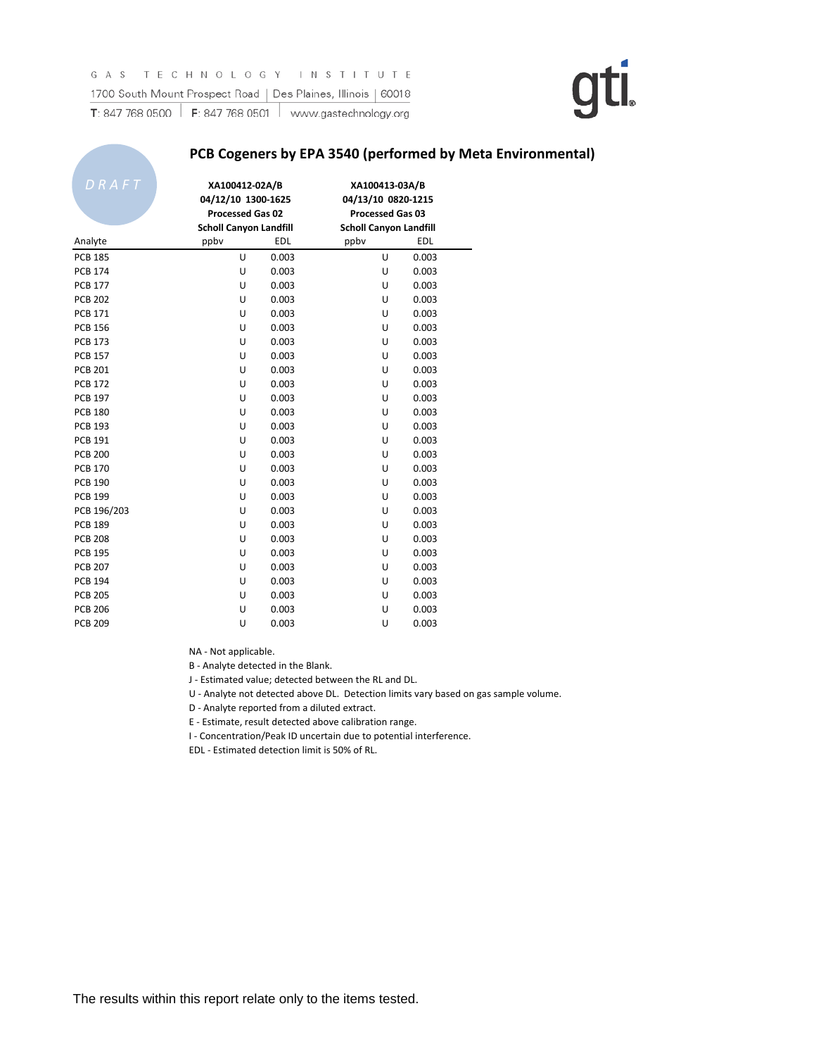GAS TECHNOLOGY INSTITUTE
1700 South Mount Prospect Road | Des Plaines, Illinois | 60018
T: 847 768 0500 | F: 847 768 0501 | www.gastechnology.org

DRAFT

## PCB Cogeners by EPA 3540 (performed by Meta Environmental)

| Analyte | XA100412-02A/B 04/12/10 1300-1625 Processed Gas 02 Scholl Canyon Landfill ppbv | EDL | XA100413-03A/B 04/13/10 0820-1215 Processed Gas 03 Scholl Canyon Landfill ppbv | EDL |
|---|---|---|---|---|
| PCB 185 | U | 0.003 | U | 0.003 |
| PCB 174 | U | 0.003 | U | 0.003 |
| PCB 177 | U | 0.003 | U | 0.003 |
| PCB 202 | U | 0.003 | U | 0.003 |
| PCB 171 | U | 0.003 | U | 0.003 |
| PCB 156 | U | 0.003 | U | 0.003 |
| PCB 173 | U | 0.003 | U | 0.003 |
| PCB 157 | U | 0.003 | U | 0.003 |
| PCB 201 | U | 0.003 | U | 0.003 |
| PCB 172 | U | 0.003 | U | 0.003 |
| PCB 197 | U | 0.003 | U | 0.003 |
| PCB 180 | U | 0.003 | U | 0.003 |
| PCB 193 | U | 0.003 | U | 0.003 |
| PCB 191 | U | 0.003 | U | 0.003 |
| PCB 200 | U | 0.003 | U | 0.003 |
| PCB 170 | U | 0.003 | U | 0.003 |
| PCB 190 | U | 0.003 | U | 0.003 |
| PCB 199 | U | 0.003 | U | 0.003 |
| PCB 196/203 | U | 0.003 | U | 0.003 |
| PCB 189 | U | 0.003 | U | 0.003 |
| PCB 208 | U | 0.003 | U | 0.003 |
| PCB 195 | U | 0.003 | U | 0.003 |
| PCB 207 | U | 0.003 | U | 0.003 |
| PCB 194 | U | 0.003 | U | 0.003 |
| PCB 205 | U | 0.003 | U | 0.003 |
| PCB 206 | U | 0.003 | U | 0.003 |
| PCB 209 | U | 0.003 | U | 0.003 |

NA - Not applicable.
B - Analyte detected in the Blank.
J - Estimated value; detected between the RL and DL.
U - Analyte not detected above DL. Detection limits vary based on gas sample volume.
D - Analyte reported from a diluted extract.
E - Estimate, result detected above calibration range.
I - Concentration/Peak ID uncertain due to potential interference.
EDL - Estimated detection limit is 50% of RL.

The results within this report relate only to the items tested.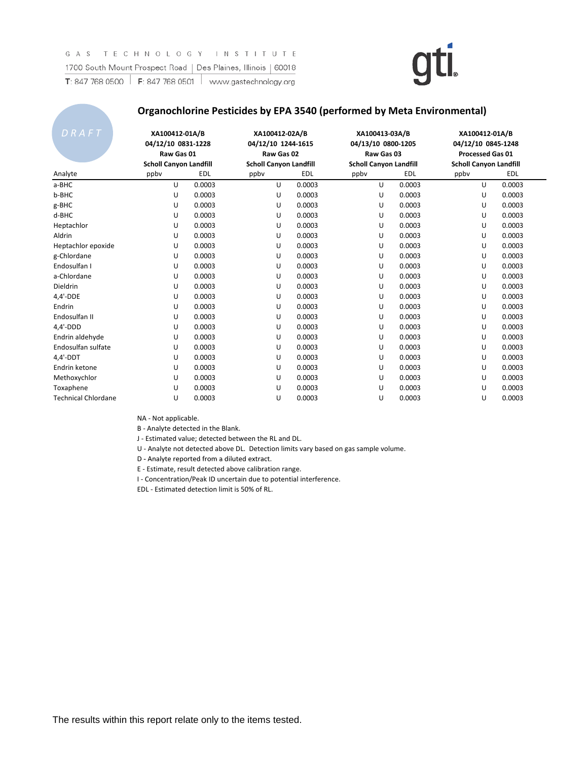GAS TECHNOLOGY INSTITUTE
1700 South Mount Prospect Road | Des Plaines, Illinois | 60018
T: 847 768 0500 | F: 847 768 0501 | www.gastechnology.org

DRAFT

## Organochlorine Pesticides by EPA 3540 (performed by Meta Environmental)

| | XA100412-01A/B 04/12/10 0831-1228 Raw Gas 01 Scholl Canyon Landfill | | XA100412-02A/B 04/12/10 1244-1615 Raw Gas 02 Scholl Canyon Landfill | | XA100413-03A/B 04/13/10 0800-1205 Raw Gas 03 Scholl Canyon Landfill | | XA100412-01A/B 04/12/10 0845-1248 Processed Gas 01 Scholl Canyon Landfill | |
|---|---|---|---|---|---|---|---|---|
| Analyte | ppbv | EDL | ppbv | EDL | ppbv | EDL | ppbv | EDL |
| a-BHC | U | 0.0003 | U | 0.0003 | U | 0.0003 | U | 0.0003 |
| b-BHC | U | 0.0003 | U | 0.0003 | U | 0.0003 | U | 0.0003 |
| g-BHC | U | 0.0003 | U | 0.0003 | U | 0.0003 | U | 0.0003 |
| d-BHC | U | 0.0003 | U | 0.0003 | U | 0.0003 | U | 0.0003 |
| Heptachlor | U | 0.0003 | U | 0.0003 | U | 0.0003 | U | 0.0003 |
| Aldrin | U | 0.0003 | U | 0.0003 | U | 0.0003 | U | 0.0003 |
| Heptachlor epoxide | U | 0.0003 | U | 0.0003 | U | 0.0003 | U | 0.0003 |
| g-Chlordane | U | 0.0003 | U | 0.0003 | U | 0.0003 | U | 0.0003 |
| Endosulfan I | U | 0.0003 | U | 0.0003 | U | 0.0003 | U | 0.0003 |
| a-Chlordane | U | 0.0003 | U | 0.0003 | U | 0.0003 | U | 0.0003 |
| Dieldrin | U | 0.0003 | U | 0.0003 | U | 0.0003 | U | 0.0003 |
| 4,4'-DDE | U | 0.0003 | U | 0.0003 | U | 0.0003 | U | 0.0003 |
| Endrin | U | 0.0003 | U | 0.0003 | U | 0.0003 | U | 0.0003 |
| Endosulfan II | U | 0.0003 | U | 0.0003 | U | 0.0003 | U | 0.0003 |
| 4,4'-DDD | U | 0.0003 | U | 0.0003 | U | 0.0003 | U | 0.0003 |
| Endrin aldehyde | U | 0.0003 | U | 0.0003 | U | 0.0003 | U | 0.0003 |
| Endosulfan sulfate | U | 0.0003 | U | 0.0003 | U | 0.0003 | U | 0.0003 |
| 4,4'-DDT | U | 0.0003 | U | 0.0003 | U | 0.0003 | U | 0.0003 |
| Endrin ketone | U | 0.0003 | U | 0.0003 | U | 0.0003 | U | 0.0003 |
| Methoxychlor | U | 0.0003 | U | 0.0003 | U | 0.0003 | U | 0.0003 |
| Toxaphene | U | 0.0003 | U | 0.0003 | U | 0.0003 | U | 0.0003 |
| Technical Chlordane | U | 0.0003 | U | 0.0003 | U | 0.0003 | U | 0.0003 |

NA - Not applicable.
B - Analyte detected in the Blank.
J - Estimated value; detected between the RL and DL.
U - Analyte not detected above DL. Detection limits vary based on gas sample volume.
D - Analyte reported from a diluted extract.
E - Estimate, result detected above calibration range.
I - Concentration/Peak ID uncertain due to potential interference.
EDL - Estimated detection limit is 50% of RL.

The results within this report relate only to the items tested.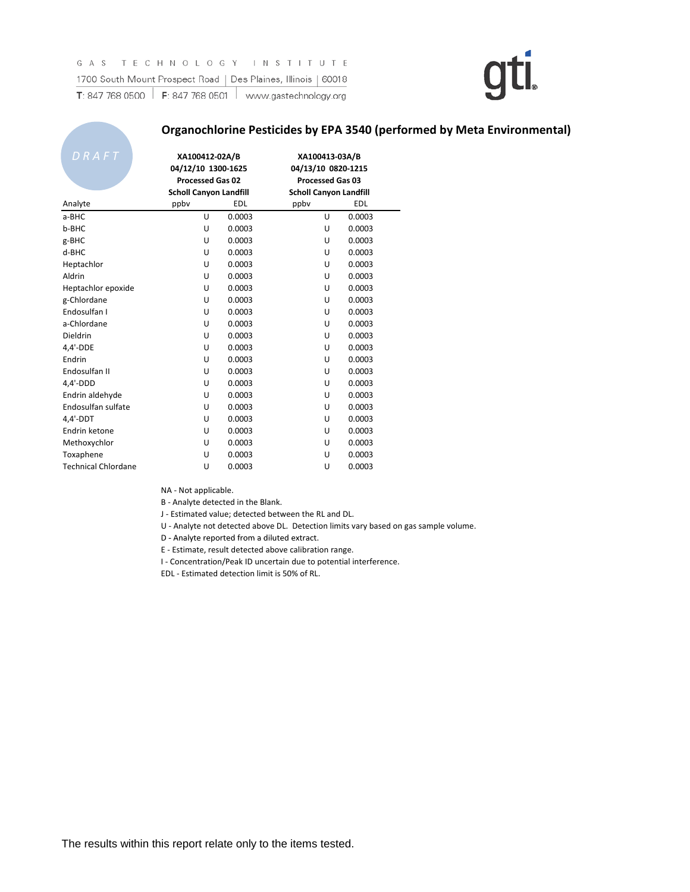GAS TECHNOLOGY INSTITUTE
1700 South Mount Prospect Road | Des Plaines, Illinois | 60018
T: 847 768 0500 | F: 847 768 0501 | www.gastechnology.org

DRAFT

## Organochlorine Pesticides by EPA 3540 (performed by Meta Environmental)

| | XA100412-02A/B<br>04/12/10 1300-1625<br>Processed Gas 02<br>Scholl Canyon Landfill | | XA100413-03A/B<br>04/13/10 0820-1215<br>Processed Gas 03<br>Scholl Canyon Landfill | |
|---|---|---|---|---|
| Analyte | ppbv | EDL | ppbv | EDL |
| a-BHC | U | 0.0003 | U | 0.0003 |
| b-BHC | U | 0.0003 | U | 0.0003 |
| g-BHC | U | 0.0003 | U | 0.0003 |
| d-BHC | U | 0.0003 | U | 0.0003 |
| Heptachlor | U | 0.0003 | U | 0.0003 |
| Aldrin | U | 0.0003 | U | 0.0003 |
| Heptachlor epoxide | U | 0.0003 | U | 0.0003 |
| g-Chlordane | U | 0.0003 | U | 0.0003 |
| Endosulfan I | U | 0.0003 | U | 0.0003 |
| a-Chlordane | U | 0.0003 | U | 0.0003 |
| Dieldrin | U | 0.0003 | U | 0.0003 |
| 4,4'-DDE | U | 0.0003 | U | 0.0003 |
| Endrin | U | 0.0003 | U | 0.0003 |
| Endosulfan II | U | 0.0003 | U | 0.0003 |
| 4,4'-DDD | U | 0.0003 | U | 0.0003 |
| Endrin aldehyde | U | 0.0003 | U | 0.0003 |
| Endosulfan sulfate | U | 0.0003 | U | 0.0003 |
| 4,4'-DDT | U | 0.0003 | U | 0.0003 |
| Endrin ketone | U | 0.0003 | U | 0.0003 |
| Methoxychlor | U | 0.0003 | U | 0.0003 |
| Toxaphene | U | 0.0003 | U | 0.0003 |
| Technical Chlordane | U | 0.0003 | U | 0.0003 |

NA - Not applicable.
B - Analyte detected in the Blank.
J - Estimated value; detected between the RL and DL.
U - Analyte not detected above DL. Detection limits vary based on gas sample volume.
D - Analyte reported from a diluted extract.
E - Estimate, result detected above calibration range.
I - Concentration/Peak ID uncertain due to potential interference.
EDL - Estimated detection limit is 50% of RL.

The results within this report relate only to the items tested.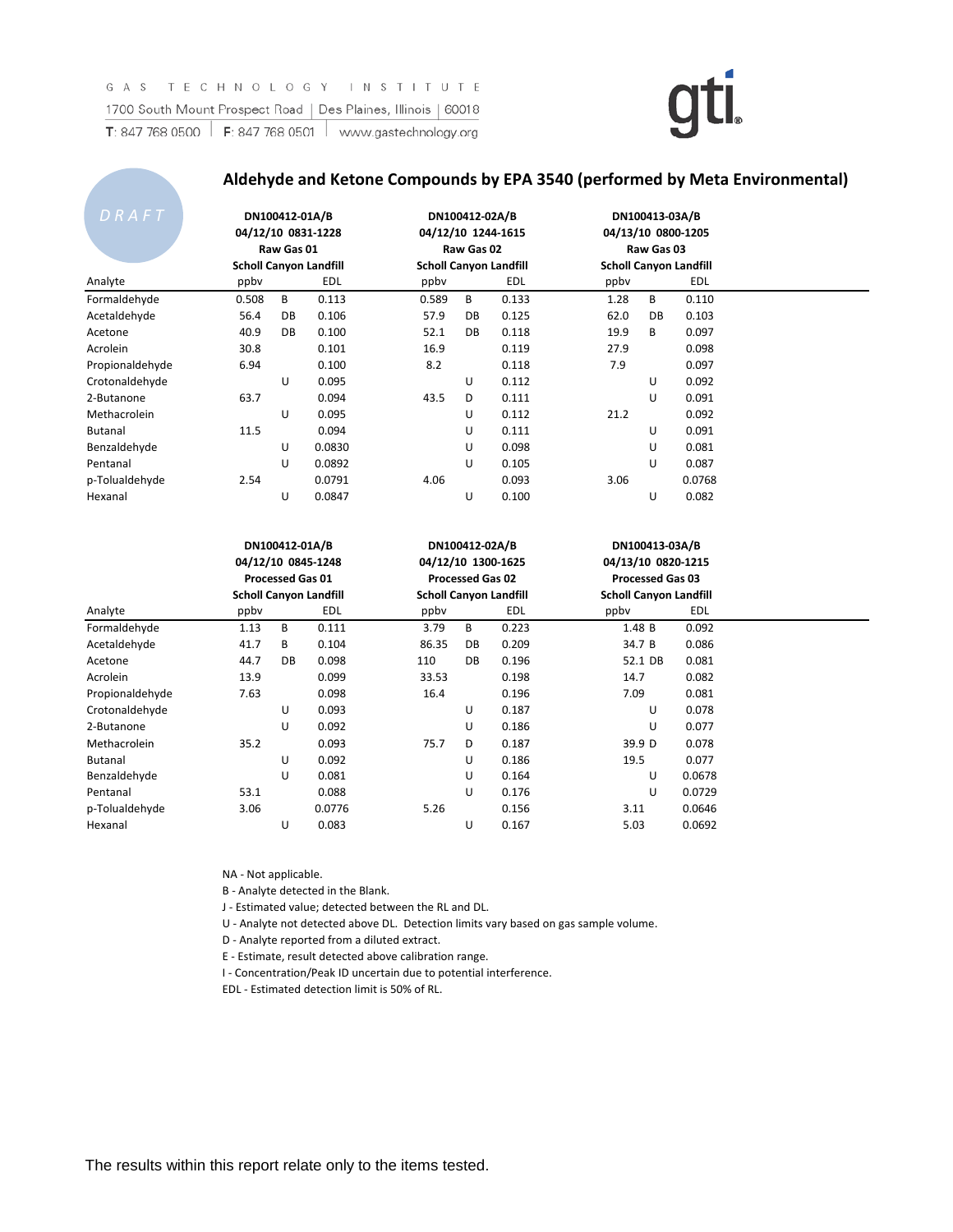GAS TECHNOLOGY INSTITUTE
1700 South Mount Prospect Road | Des Plaines, Illinois | 60018
T: 847 768 0500 | F: 847 768 0501 | www.gastechnology.org

DRAFT

## Aldehyde and Ketone Compounds by EPA 3540 (performed by Meta Environmental)

| | DN100412-01A/B 04/12/10 0831-1228 Raw Gas 01 Scholl Canyon Landfill | | | DN100412-02A/B 04/12/10 1244-1615 Raw Gas 02 Scholl Canyon Landfill | | | DN100413-03A/B 04/13/10 0800-1205 Raw Gas 03 Scholl Canyon Landfill | | |
|---|---|---|---|---|---|---|---|---|---|
| Analyte | ppbv | | EDL | ppbv | | EDL | ppbv | | EDL |
| Formaldehyde | 0.508 | B | 0.113 | 0.589 | B | 0.133 | 1.28 | B | 0.110 |
| Acetaldehyde | 56.4 | DB | 0.106 | 57.9 | DB | 0.125 | 62.0 | DB | 0.103 |
| Acetone | 40.9 | DB | 0.100 | 52.1 | DB | 0.118 | 19.9 | B | 0.097 |
| Acrolein | 30.8 | | 0.101 | 16.9 | | 0.119 | 27.9 | | 0.098 |
| Propionaldehyde | 6.94 | | 0.100 | 8.2 | | 0.118 | 7.9 | | 0.097 |
| Crotonaldehyde | | U | 0.095 | | U | 0.112 | | U | 0.092 |
| 2-Butanone | 63.7 | | 0.094 | 43.5 | D | 0.111 | | U | 0.091 |
| Methacrolein | | U | 0.095 | | U | 0.112 | 21.2 | | 0.092 |
| Butanal | 11.5 | | 0.094 | | U | 0.111 | | U | 0.091 |
| Benzaldehyde | | U | 0.0830 | | U | 0.098 | | U | 0.081 |
| Pentanal | | U | 0.0892 | | U | 0.105 | | U | 0.087 |
| p-Tolualdehyde | 2.54 | | 0.0791 | 4.06 | | 0.093 | 3.06 | | 0.0768 |
| Hexanal | | U | 0.0847 | | U | 0.100 | | U | 0.082 |

| | DN100412-01A/B 04/12/10 0845-1248 Processed Gas 01 Scholl Canyon Landfill | | | DN100412-02A/B 04/12/10 1300-1625 Processed Gas 02 Scholl Canyon Landfill | | | DN100413-03A/B 04/13/10 0820-1215 Processed Gas 03 Scholl Canyon Landfill | | |
|---|---|---|---|---|---|---|---|---|---|
| Analyte | ppbv | | EDL | ppbv | | EDL | ppbv | | EDL |
| Formaldehyde | 1.13 | B | 0.111 | 3.79 | B | 0.223 | 1.48 | B | 0.092 |
| Acetaldehyde | 41.7 | B | 0.104 | 86.35 | DB | 0.209 | 34.7 | B | 0.086 |
| Acetone | 44.7 | DB | 0.098 | 110 | DB | 0.196 | 52.1 | DB | 0.081 |
| Acrolein | 13.9 | | 0.099 | 33.53 | | 0.198 | 14.7 | | 0.082 |
| Propionaldehyde | 7.63 | | 0.098 | 16.4 | | 0.196 | 7.09 | | 0.081 |
| Crotonaldehyde | | U | 0.093 | | U | 0.187 | | U | 0.078 |
| 2-Butanone | | U | 0.092 | | U | 0.186 | | U | 0.077 |
| Methacrolein | 35.2 | | 0.093 | 75.7 | D | 0.187 | 39.9 | D | 0.078 |
| Butanal | | U | 0.092 | | U | 0.186 | 19.5 | | 0.077 |
| Benzaldehyde | | U | 0.081 | | U | 0.164 | | U | 0.0678 |
| Pentanal | 53.1 | | 0.088 | | U | 0.176 | | U | 0.0729 |
| p-Tolualdehyde | 3.06 | | 0.0776 | 5.26 | | 0.156 | 3.11 | | 0.0646 |
| Hexanal | | U | 0.083 | | U | 0.167 | 5.03 | | 0.0692 |

NA - Not applicable.
B - Analyte detected in the Blank.
J - Estimated value; detected between the RL and DL.
U - Analyte not detected above DL. Detection limits vary based on gas sample volume.
D - Analyte reported from a diluted extract.
E - Estimate, result detected above calibration range.
I - Concentration/Peak ID uncertain due to potential interference.
EDL - Estimated detection limit is 50% of RL.

The results within this report relate only to the items tested.